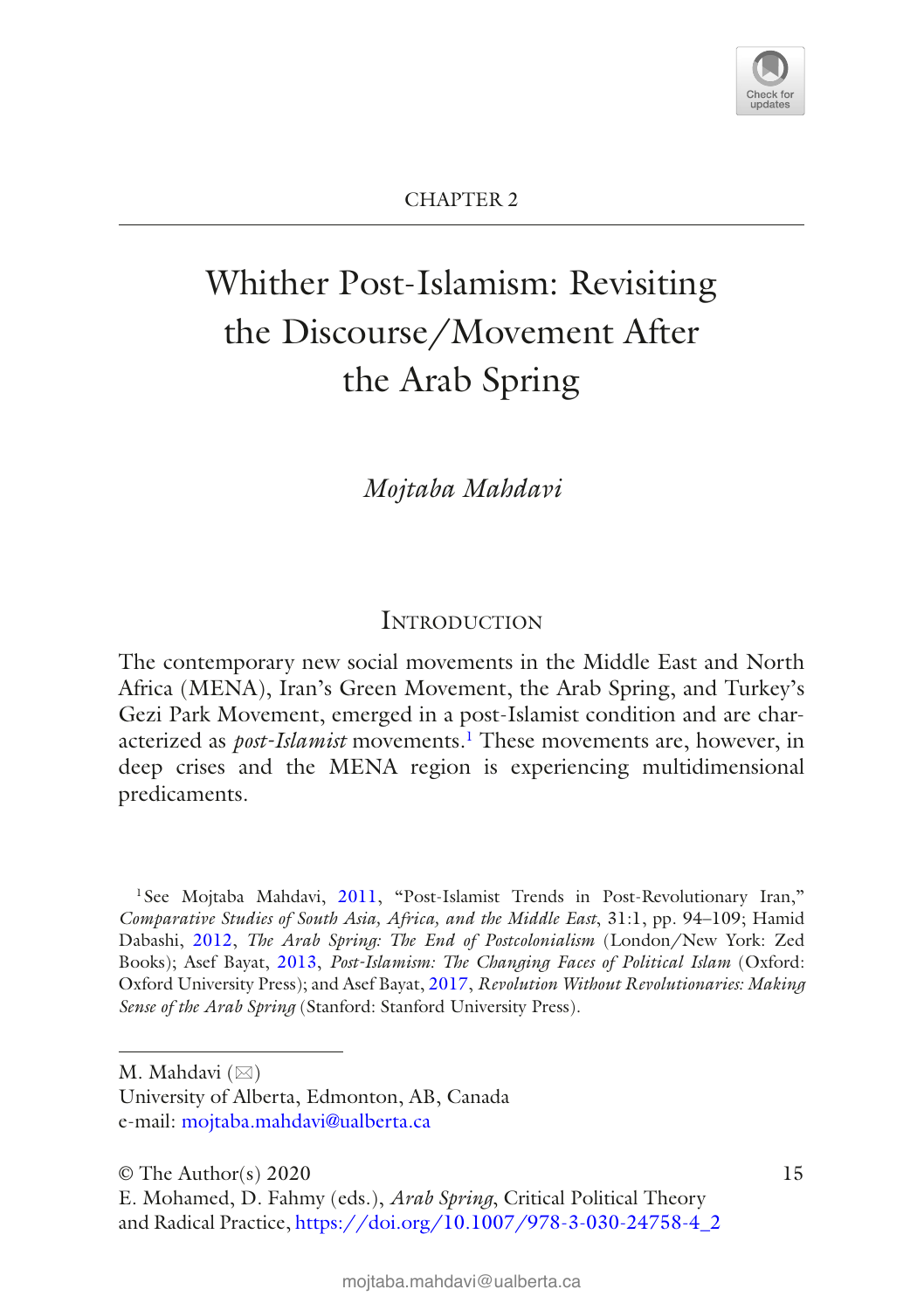CHAPTER 2

# Whither Post-Islamism: Revisiting the Discourse/Movement After the Arab Spring

*Mojtaba Mahdavi*

## Introduction

The contemporary new social movements in the Middle East and North Africa (MENA), Iran's Green Movement, the Arab Spring, and Turkey's Gezi Park Movement, emerged in a post-Islamist condition and are characterized as *post-Islamist* movements.[1] These movements are, however, in deep crises and the MENA region is experiencing multidimensional predicaments.

[1] See Mojtaba Mahdavi, 2011, "Post-Islamist Trends in Post-Revolutionary Iran," *Comparative Studies of South Asia, Africa, and the Middle East*, 31:1, pp. 94–109; Hamid Dabashi, 2012, *The Arab Spring: The End of Postcolonialism* (London/New York: Zed Books); Asef Bayat, 2013, *Post-Islamism: The Changing Faces of Political Islam* (Oxford: Oxford University Press); and Asef Bayat, 2017, *Revolution Without Revolutionaries: Making Sense of the Arab Spring* (Stanford: Stanford University Press).

M. Mahdavi (✉)
University of Alberta, Edmonton, AB, Canada
e-mail: mojtaba.mahdavi@ualberta.ca

© The Author(s) 2020
E. Mohamed, D. Fahmy (eds.), *Arab Spring*, Critical Political Theory and Radical Practice, https://doi.org/10.1007/978-3-030-24758-4_2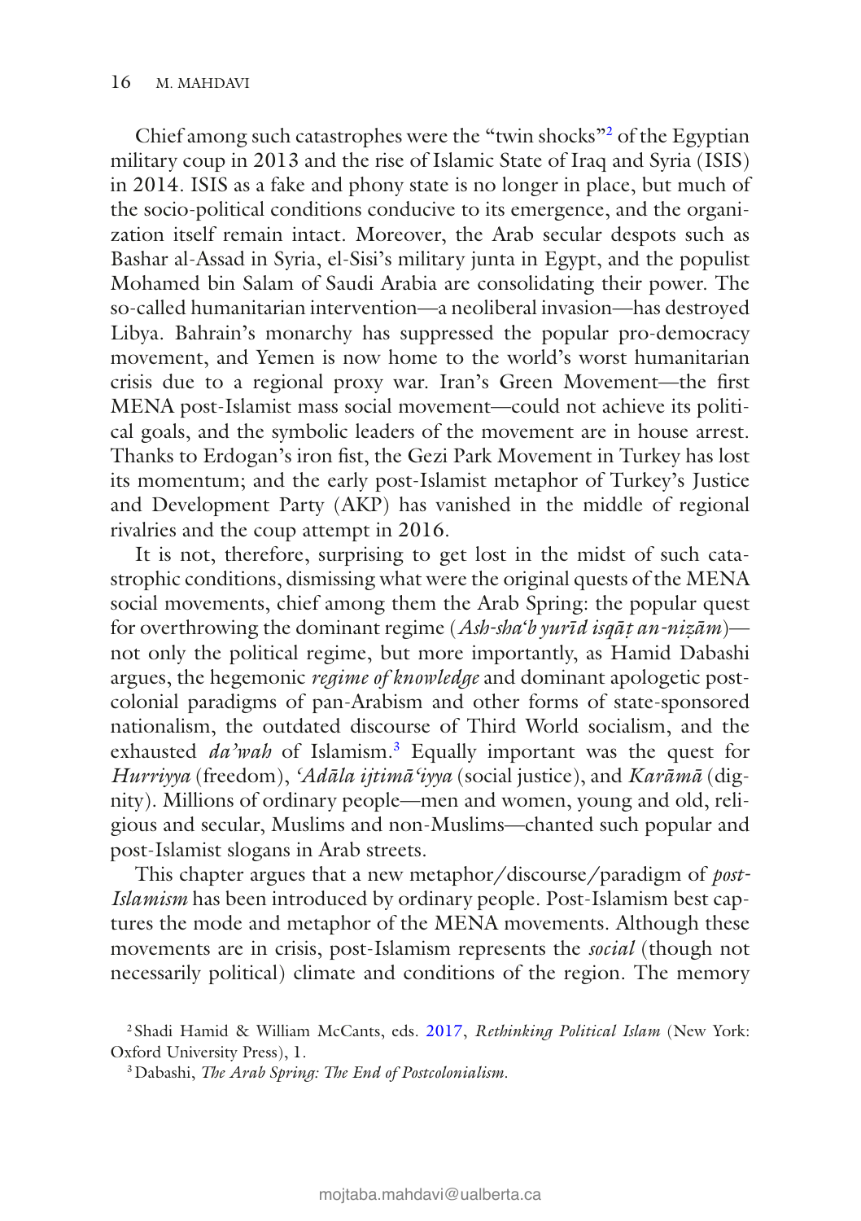Chief among such catastrophes were the "twin shocks"[2] of the Egyptian military coup in 2013 and the rise of Islamic State of Iraq and Syria (ISIS) in 2014. ISIS as a fake and phony state is no longer in place, but much of the socio-political conditions conducive to its emergence, and the organization itself remain intact. Moreover, the Arab secular despots such as Bashar al-Assad in Syria, el-Sisi's military junta in Egypt, and the populist Mohamed bin Salam of Saudi Arabia are consolidating their power. The so-called humanitarian intervention—a neoliberal invasion—has destroyed Libya. Bahrain's monarchy has suppressed the popular pro-democracy movement, and Yemen is now home to the world's worst humanitarian crisis due to a regional proxy war. Iran's Green Movement—the first MENA post-Islamist mass social movement—could not achieve its political goals, and the symbolic leaders of the movement are in house arrest. Thanks to Erdogan's iron fist, the Gezi Park Movement in Turkey has lost its momentum; and the early post-Islamist metaphor of Turkey's Justice and Development Party (AKP) has vanished in the middle of regional rivalries and the coup attempt in 2016.

It is not, therefore, surprising to get lost in the midst of such catastrophic conditions, dismissing what were the original quests of the MENA social movements, chief among them the Arab Spring: the popular quest for overthrowing the dominant regime (*Ash-sha'b yurīd isqāṭ an-niẓām*)—not only the political regime, but more importantly, as Hamid Dabashi argues, the hegemonic *regime of knowledge* and dominant apologetic postcolonial paradigms of pan-Arabism and other forms of state-sponsored nationalism, the outdated discourse of Third World socialism, and the exhausted *da'wah* of Islamism.[3] Equally important was the quest for *Hurriyya* (freedom), *'Adāla ijtimā'iyya* (social justice), and *Karāmā* (dignity). Millions of ordinary people—men and women, young and old, religious and secular, Muslims and non-Muslims—chanted such popular and post-Islamist slogans in Arab streets.

This chapter argues that a new metaphor/discourse/paradigm of *post-Islamism* has been introduced by ordinary people. Post-Islamism best captures the mode and metaphor of the MENA movements. Although these movements are in crisis, post-Islamism represents the *social* (though not necessarily political) climate and conditions of the region. The memory

[2] Shadi Hamid & William McCants, eds. 2017, *Rethinking Political Islam* (New York: Oxford University Press), 1.

[3] Dabashi, *The Arab Spring: The End of Postcolonialism*.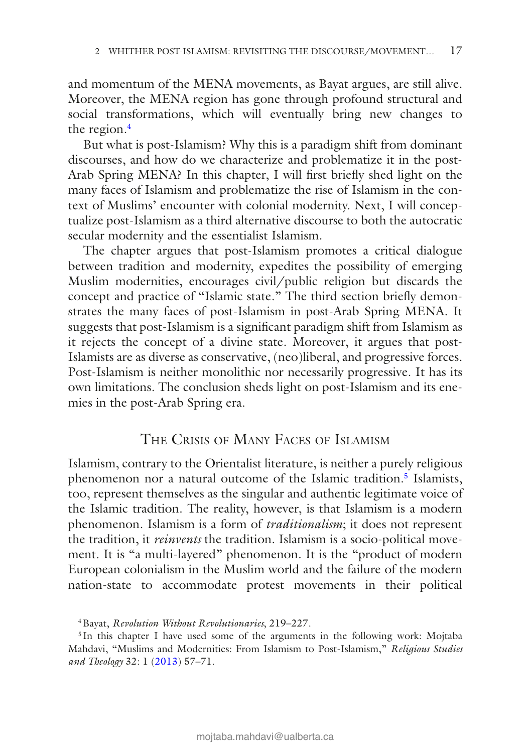and momentum of the MENA movements, as Bayat argues, are still alive. Moreover, the MENA region has gone through profound structural and social transformations, which will eventually bring new changes to the region.[4]

But what is post-Islamism? Why this is a paradigm shift from dominant discourses, and how do we characterize and problematize it in the post-Arab Spring MENA? In this chapter, I will first briefly shed light on the many faces of Islamism and problematize the rise of Islamism in the context of Muslims' encounter with colonial modernity. Next, I will conceptualize post-Islamism as a third alternative discourse to both the autocratic secular modernity and the essentialist Islamism.

The chapter argues that post-Islamism promotes a critical dialogue between tradition and modernity, expedites the possibility of emerging Muslim modernities, encourages civil/public religion but discards the concept and practice of "Islamic state." The third section briefly demonstrates the many faces of post-Islamism in post-Arab Spring MENA. It suggests that post-Islamism is a significant paradigm shift from Islamism as it rejects the concept of a divine state. Moreover, it argues that post-Islamists are as diverse as conservative, (neo)liberal, and progressive forces. Post-Islamism is neither monolithic nor necessarily progressive. It has its own limitations. The conclusion sheds light on post-Islamism and its enemies in the post-Arab Spring era.

## The Crisis of Many Faces of Islamism

Islamism, contrary to the Orientalist literature, is neither a purely religious phenomenon nor a natural outcome of the Islamic tradition.[5] Islamists, too, represent themselves as the singular and authentic legitimate voice of the Islamic tradition. The reality, however, is that Islamism is a modern phenomenon. Islamism is a form of *traditionalism*; it does not represent the tradition, it *reinvents* the tradition. Islamism is a socio-political movement. It is "a multi-layered" phenomenon. It is the "product of modern European colonialism in the Muslim world and the failure of the modern nation-state to accommodate protest movements in their political

[4] Bayat, *Revolution Without Revolutionaries*, 219–227.

[5] In this chapter I have used some of the arguments in the following work: Mojtaba Mahdavi, "Muslims and Modernities: From Islamism to Post-Islamism," *Religious Studies and Theology* 32: 1 (2013) 57–71.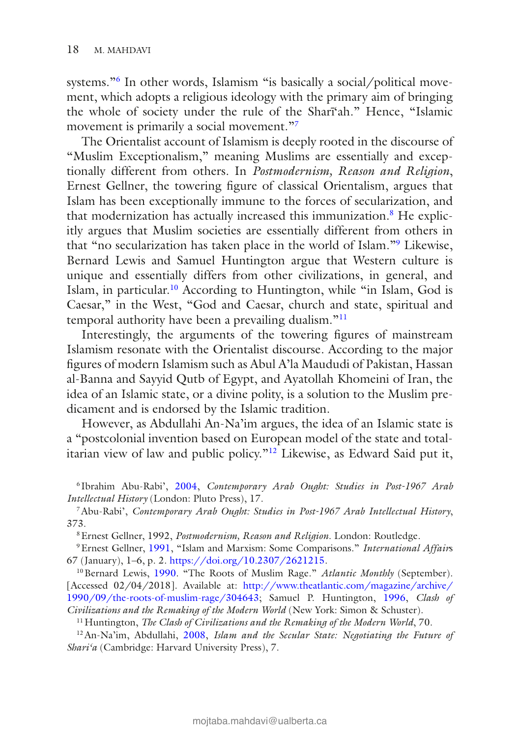systems."[6] In other words, Islamism "is basically a social/political movement, which adopts a religious ideology with the primary aim of bringing the whole of society under the rule of the Sharīʿah." Hence, "Islamic movement is primarily a social movement."[7]

The Orientalist account of Islamism is deeply rooted in the discourse of "Muslim Exceptionalism," meaning Muslims are essentially and exceptionally different from others. In *Postmodernism, Reason and Religion*, Ernest Gellner, the towering figure of classical Orientalism, argues that Islam has been exceptionally immune to the forces of secularization, and that modernization has actually increased this immunization.[8] He explicitly argues that Muslim societies are essentially different from others in that "no secularization has taken place in the world of Islam."[9] Likewise, Bernard Lewis and Samuel Huntington argue that Western culture is unique and essentially differs from other civilizations, in general, and Islam, in particular.[10] According to Huntington, while "in Islam, God is Caesar," in the West, "God and Caesar, church and state, spiritual and temporal authority have been a prevailing dualism."[11]

Interestingly, the arguments of the towering figures of mainstream Islamism resonate with the Orientalist discourse. According to the major figures of modern Islamism such as Abul A'la Maududi of Pakistan, Hassan al-Banna and Sayyid Qutb of Egypt, and Ayatollah Khomeini of Iran, the idea of an Islamic state, or a divine polity, is a solution to the Muslim predicament and is endorsed by the Islamic tradition.

However, as Abdullahi An-Na'im argues, the idea of an Islamic state is a "postcolonial invention based on European model of the state and totalitarian view of law and public policy."[12] Likewise, as Edward Said put it,

[6] Ibrahim Abu-Rabi', 2004, *Contemporary Arab Ought: Studies in Post-1967 Arab Intellectual History* (London: Pluto Press), 17.

[7] Abu-Rabi', *Contemporary Arab Ought: Studies in Post-1967 Arab Intellectual History*, 373.

[8] Ernest Gellner, 1992, *Postmodernism, Reason and Religion*. London: Routledge.

[9] Ernest Gellner, 1991, "Islam and Marxism: Some Comparisons." *International Affairs* 67 (January), 1–6, p. 2. https://doi.org/10.2307/2621215.

[10] Bernard Lewis, 1990. "The Roots of Muslim Rage." *Atlantic Monthly* (September). [Accessed 02/04/2018]. Available at: http://www.theatlantic.com/magazine/archive/1990/09/the-roots-of-muslim-rage/304643; Samuel P. Huntington, 1996, *Clash of Civilizations and the Remaking of the Modern World* (New York: Simon & Schuster).

[11] Huntington, *The Clash of Civilizations and the Remaking of the Modern World*, 70.

[12] An-Na'im, Abdullahi, 2008, *Islam and the Secular State: Negotiating the Future of Shariʿa* (Cambridge: Harvard University Press), 7.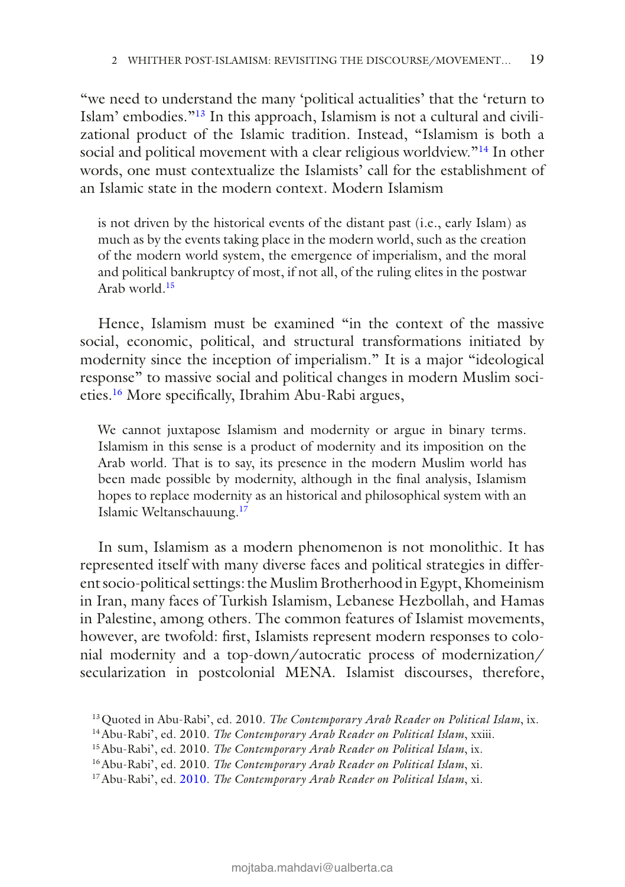"we need to understand the many 'political actualities' that the 'return to Islam' embodies."[13] In this approach, Islamism is not a cultural and civilizational product of the Islamic tradition. Instead, "Islamism is both a social and political movement with a clear religious worldview."[14] In other words, one must contextualize the Islamists' call for the establishment of an Islamic state in the modern context. Modern Islamism

> is not driven by the historical events of the distant past (i.e., early Islam) as much as by the events taking place in the modern world, such as the creation of the modern world system, the emergence of imperialism, and the moral and political bankruptcy of most, if not all, of the ruling elites in the postwar Arab world.[15]

Hence, Islamism must be examined "in the context of the massive social, economic, political, and structural transformations initiated by modernity since the inception of imperialism." It is a major "ideological response" to massive social and political changes in modern Muslim societies.[16] More specifically, Ibrahim Abu-Rabi argues,

> We cannot juxtapose Islamism and modernity or argue in binary terms. Islamism in this sense is a product of modernity and its imposition on the Arab world. That is to say, its presence in the modern Muslim world has been made possible by modernity, although in the final analysis, Islamism hopes to replace modernity as an historical and philosophical system with an Islamic Weltanschauung.[17]

In sum, Islamism as a modern phenomenon is not monolithic. It has represented itself with many diverse faces and political strategies in different socio-political settings: the Muslim Brotherhood in Egypt, Khomeinism in Iran, many faces of Turkish Islamism, Lebanese Hezbollah, and Hamas in Palestine, among others. The common features of Islamist movements, however, are twofold: first, Islamists represent modern responses to colonial modernity and a top-down/autocratic process of modernization/secularization in postcolonial MENA. Islamist discourses, therefore,

[13] Quoted in Abu-Rabi', ed. 2010. *The Contemporary Arab Reader on Political Islam*, ix.

[14] Abu-Rabi', ed. 2010. *The Contemporary Arab Reader on Political Islam*, xxiii.

[15] Abu-Rabi', ed. 2010. *The Contemporary Arab Reader on Political Islam*, ix.

[16] Abu-Rabi', ed. 2010. *The Contemporary Arab Reader on Political Islam*, xi.

[17] Abu-Rabi', ed. 2010. *The Contemporary Arab Reader on Political Islam*, xi.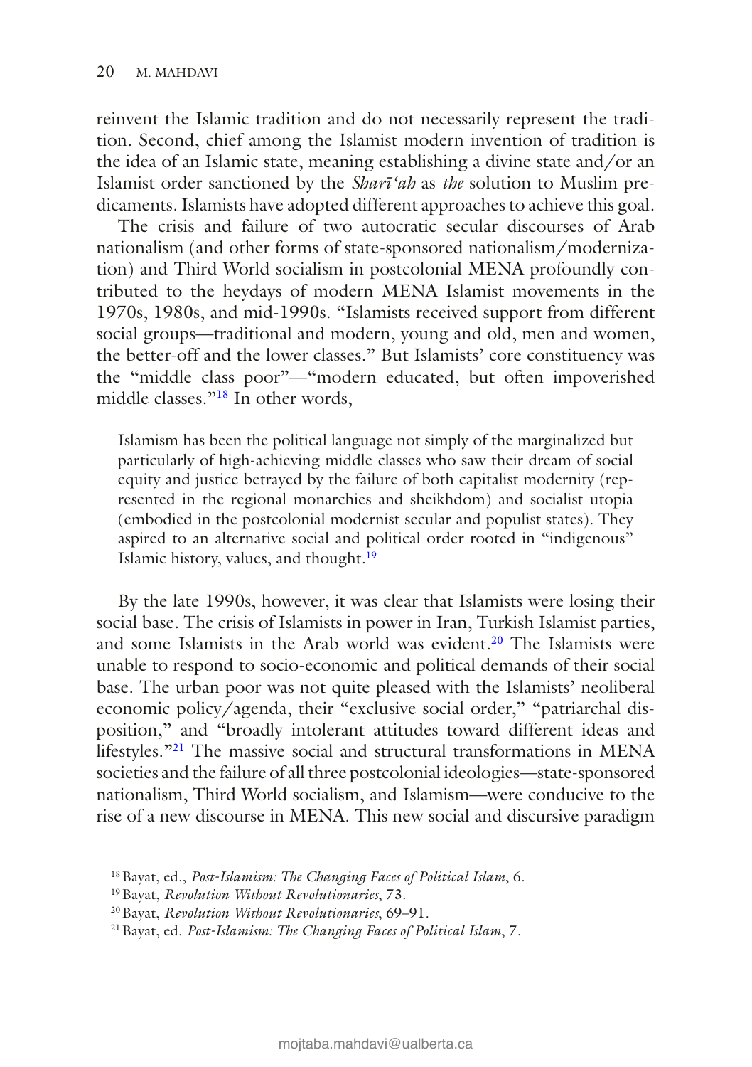reinvent the Islamic tradition and do not necessarily represent the tradition. Second, chief among the Islamist modern invention of tradition is the idea of an Islamic state, meaning establishing a divine state and/or an Islamist order sanctioned by the *Sharī'ah* as *the* solution to Muslim predicaments. Islamists have adopted different approaches to achieve this goal.

The crisis and failure of two autocratic secular discourses of Arab nationalism (and other forms of state-sponsored nationalism/modernization) and Third World socialism in postcolonial MENA profoundly contributed to the heydays of modern MENA Islamist movements in the 1970s, 1980s, and mid-1990s. "Islamists received support from different social groups—traditional and modern, young and old, men and women, the better-off and the lower classes." But Islamists' core constituency was the "middle class poor"—"modern educated, but often impoverished middle classes."[18] In other words,

> Islamism has been the political language not simply of the marginalized but particularly of high-achieving middle classes who saw their dream of social equity and justice betrayed by the failure of both capitalist modernity (represented in the regional monarchies and sheikhdom) and socialist utopia (embodied in the postcolonial modernist secular and populist states). They aspired to an alternative social and political order rooted in "indigenous" Islamic history, values, and thought.[19]

By the late 1990s, however, it was clear that Islamists were losing their social base. The crisis of Islamists in power in Iran, Turkish Islamist parties, and some Islamists in the Arab world was evident.[20] The Islamists were unable to respond to socio-economic and political demands of their social base. The urban poor was not quite pleased with the Islamists' neoliberal economic policy/agenda, their "exclusive social order," "patriarchal disposition," and "broadly intolerant attitudes toward different ideas and lifestyles."[21] The massive social and structural transformations in MENA societies and the failure of all three postcolonial ideologies—state-sponsored nationalism, Third World socialism, and Islamism—were conducive to the rise of a new discourse in MENA. This new social and discursive paradigm

[18] Bayat, ed., *Post-Islamism: The Changing Faces of Political Islam*, 6.

[19] Bayat, *Revolution Without Revolutionaries*, 73.

[20] Bayat, *Revolution Without Revolutionaries*, 69–91.

[21] Bayat, ed. *Post-Islamism: The Changing Faces of Political Islam*, 7.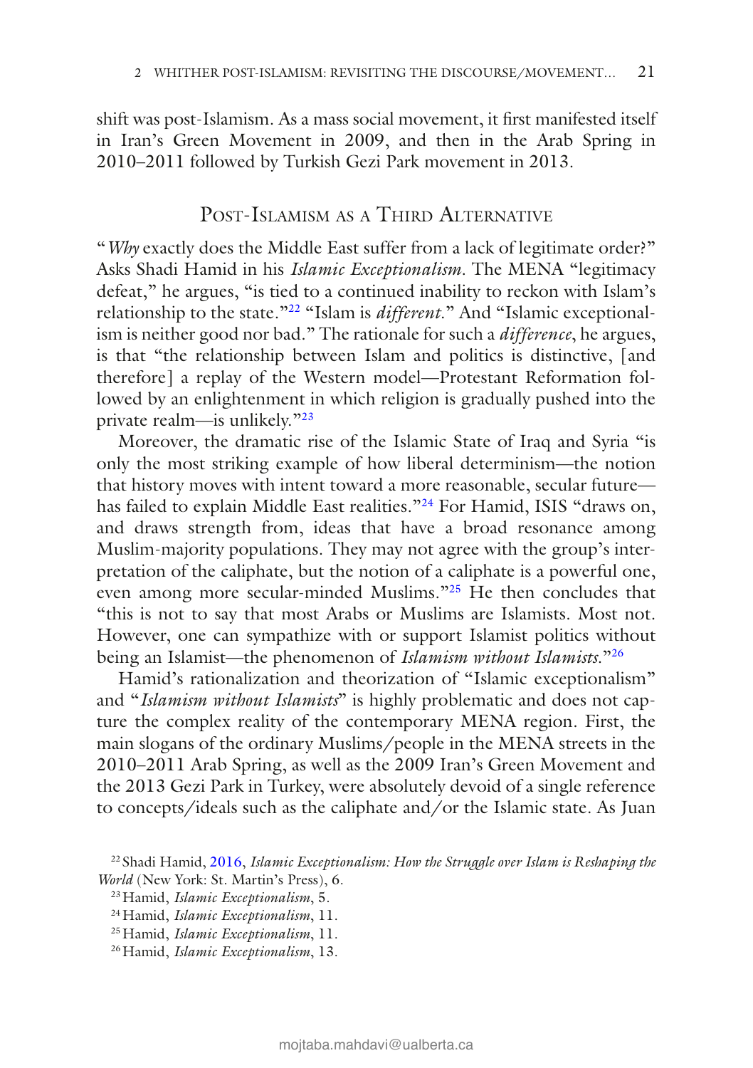shift was post-Islamism. As a mass social movement, it first manifested itself in Iran's Green Movement in 2009, and then in the Arab Spring in 2010–2011 followed by Turkish Gezi Park movement in 2013.

## Post-Islamism as a Third Alternative

"*Why* exactly does the Middle East suffer from a lack of legitimate order?" Asks Shadi Hamid in his *Islamic Exceptionalism*. The MENA "legitimacy defeat," he argues, "is tied to a continued inability to reckon with Islam's relationship to the state."[22] "Islam is *different*." And "Islamic exceptionalism is neither good nor bad." The rationale for such a *difference*, he argues, is that "the relationship between Islam and politics is distinctive, [and therefore] a replay of the Western model—Protestant Reformation followed by an enlightenment in which religion is gradually pushed into the private realm—is unlikely."[23]

Moreover, the dramatic rise of the Islamic State of Iraq and Syria "is only the most striking example of how liberal determinism—the notion that history moves with intent toward a more reasonable, secular future—has failed to explain Middle East realities."[24] For Hamid, ISIS "draws on, and draws strength from, ideas that have a broad resonance among Muslim-majority populations. They may not agree with the group's interpretation of the caliphate, but the notion of a caliphate is a powerful one, even among more secular-minded Muslims."[25] He then concludes that "this is not to say that most Arabs or Muslims are Islamists. Most not. However, one can sympathize with or support Islamist politics without being an Islamist—the phenomenon of *Islamism without Islamists*."[26]

Hamid's rationalization and theorization of "Islamic exceptionalism" and "*Islamism without Islamists*" is highly problematic and does not capture the complex reality of the contemporary MENA region. First, the main slogans of the ordinary Muslims/people in the MENA streets in the 2010–2011 Arab Spring, as well as the 2009 Iran's Green Movement and the 2013 Gezi Park in Turkey, were absolutely devoid of a single reference to concepts/ideals such as the caliphate and/or the Islamic state. As Juan

[22] Shadi Hamid, 2016, *Islamic Exceptionalism: How the Struggle over Islam is Reshaping the World* (New York: St. Martin's Press), 6.

[23] Hamid, *Islamic Exceptionalism*, 5.

[24] Hamid, *Islamic Exceptionalism*, 11.

[25] Hamid, *Islamic Exceptionalism*, 11.

[26] Hamid, *Islamic Exceptionalism*, 13.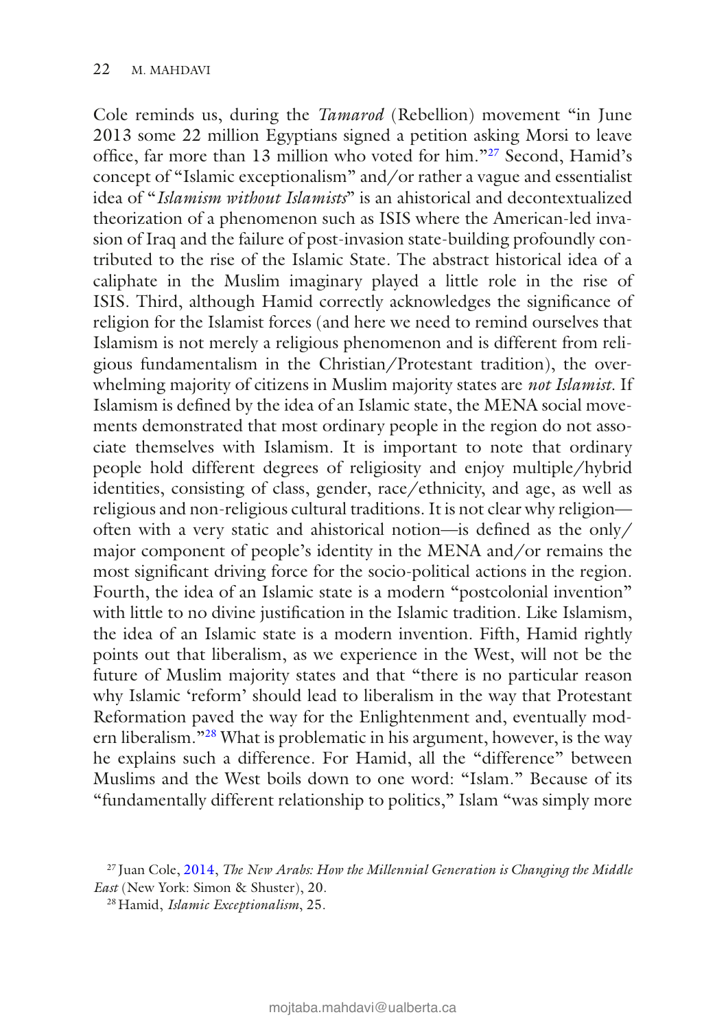Cole reminds us, during the *Tamarod* (Rebellion) movement "in June 2013 some 22 million Egyptians signed a petition asking Morsi to leave office, far more than 13 million who voted for him."[27] Second, Hamid's concept of "Islamic exceptionalism" and/or rather a vague and essentialist idea of "*Islamism without Islamists*" is an ahistorical and decontextualized theorization of a phenomenon such as ISIS where the American-led invasion of Iraq and the failure of post-invasion state-building profoundly contributed to the rise of the Islamic State. The abstract historical idea of a caliphate in the Muslim imaginary played a little role in the rise of ISIS. Third, although Hamid correctly acknowledges the significance of religion for the Islamist forces (and here we need to remind ourselves that Islamism is not merely a religious phenomenon and is different from religious fundamentalism in the Christian/Protestant tradition), the overwhelming majority of citizens in Muslim majority states are *not Islamist*. If Islamism is defined by the idea of an Islamic state, the MENA social movements demonstrated that most ordinary people in the region do not associate themselves with Islamism. It is important to note that ordinary people hold different degrees of religiosity and enjoy multiple/hybrid identities, consisting of class, gender, race/ethnicity, and age, as well as religious and non-religious cultural traditions. It is not clear why religion—often with a very static and ahistorical notion—is defined as the only/major component of people's identity in the MENA and/or remains the most significant driving force for the socio-political actions in the region. Fourth, the idea of an Islamic state is a modern "postcolonial invention" with little to no divine justification in the Islamic tradition. Like Islamism, the idea of an Islamic state is a modern invention. Fifth, Hamid rightly points out that liberalism, as we experience in the West, will not be the future of Muslim majority states and that "there is no particular reason why Islamic 'reform' should lead to liberalism in the way that Protestant Reformation paved the way for the Enlightenment and, eventually modern liberalism."[28] What is problematic in his argument, however, is the way he explains such a difference. For Hamid, all the "difference" between Muslims and the West boils down to one word: "Islam." Because of its "fundamentally different relationship to politics," Islam "was simply more

[27] Juan Cole, 2014, *The New Arabs: How the Millennial Generation is Changing the Middle East* (New York: Simon & Shuster), 20.

[28] Hamid, *Islamic Exceptionalism*, 25.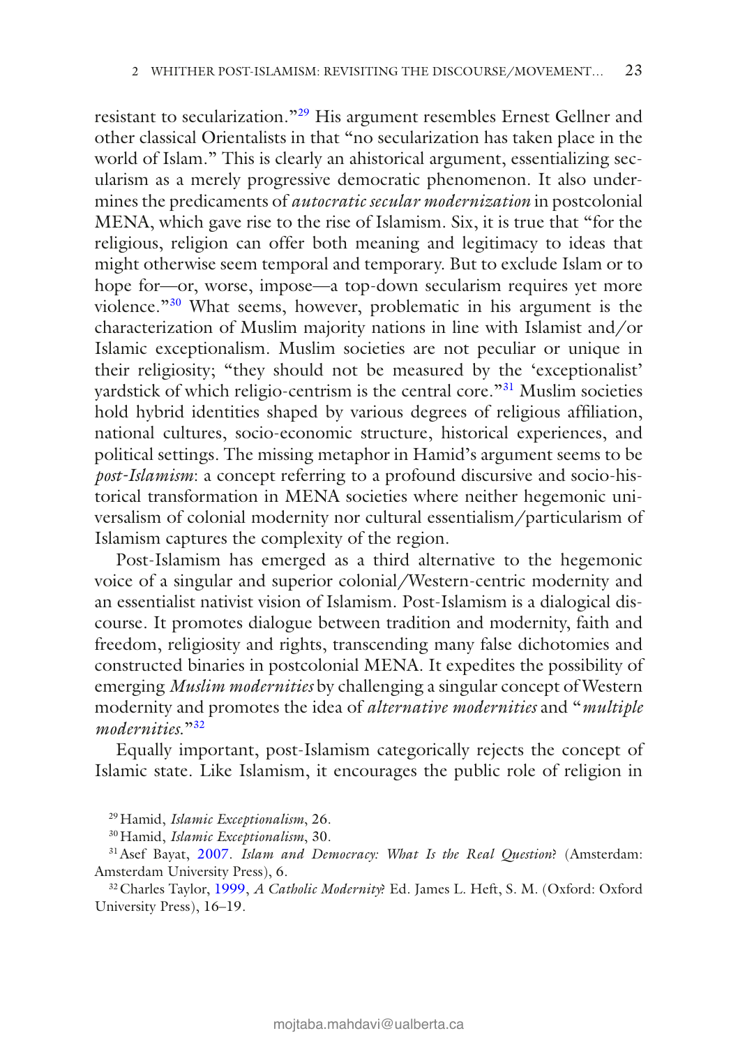resistant to secularization."[29] His argument resembles Ernest Gellner and other classical Orientalists in that "no secularization has taken place in the world of Islam." This is clearly an ahistorical argument, essentializing secularism as a merely progressive democratic phenomenon. It also undermines the predicaments of *autocratic secular modernization* in postcolonial MENA, which gave rise to the rise of Islamism. Six, it is true that "for the religious, religion can offer both meaning and legitimacy to ideas that might otherwise seem temporal and temporary. But to exclude Islam or to hope for—or, worse, impose—a top-down secularism requires yet more violence."[30] What seems, however, problematic in his argument is the characterization of Muslim majority nations in line with Islamist and/or Islamic exceptionalism. Muslim societies are not peculiar or unique in their religiosity; "they should not be measured by the 'exceptionalist' yardstick of which religio-centrism is the central core."[31] Muslim societies hold hybrid identities shaped by various degrees of religious affiliation, national cultures, socio-economic structure, historical experiences, and political settings. The missing metaphor in Hamid's argument seems to be *post-Islamism*: a concept referring to a profound discursive and socio-historical transformation in MENA societies where neither hegemonic universalism of colonial modernity nor cultural essentialism/particularism of Islamism captures the complexity of the region.

Post-Islamism has emerged as a third alternative to the hegemonic voice of a singular and superior colonial/Western-centric modernity and an essentialist nativist vision of Islamism. Post-Islamism is a dialogical discourse. It promotes dialogue between tradition and modernity, faith and freedom, religiosity and rights, transcending many false dichotomies and constructed binaries in postcolonial MENA. It expedites the possibility of emerging *Muslim modernities* by challenging a singular concept of Western modernity and promotes the idea of *alternative modernities* and "*multiple modernities*."[32]

Equally important, post-Islamism categorically rejects the concept of Islamic state. Like Islamism, it encourages the public role of religion in

[29] Hamid, *Islamic Exceptionalism*, 26.

[30] Hamid, *Islamic Exceptionalism*, 30.

[31] Asef Bayat, 2007. *Islam and Democracy: What Is the Real Question*? (Amsterdam: Amsterdam University Press), 6.

[32] Charles Taylor, 1999, *A Catholic Modernity*? Ed. James L. Heft, S. M. (Oxford: Oxford University Press), 16–19.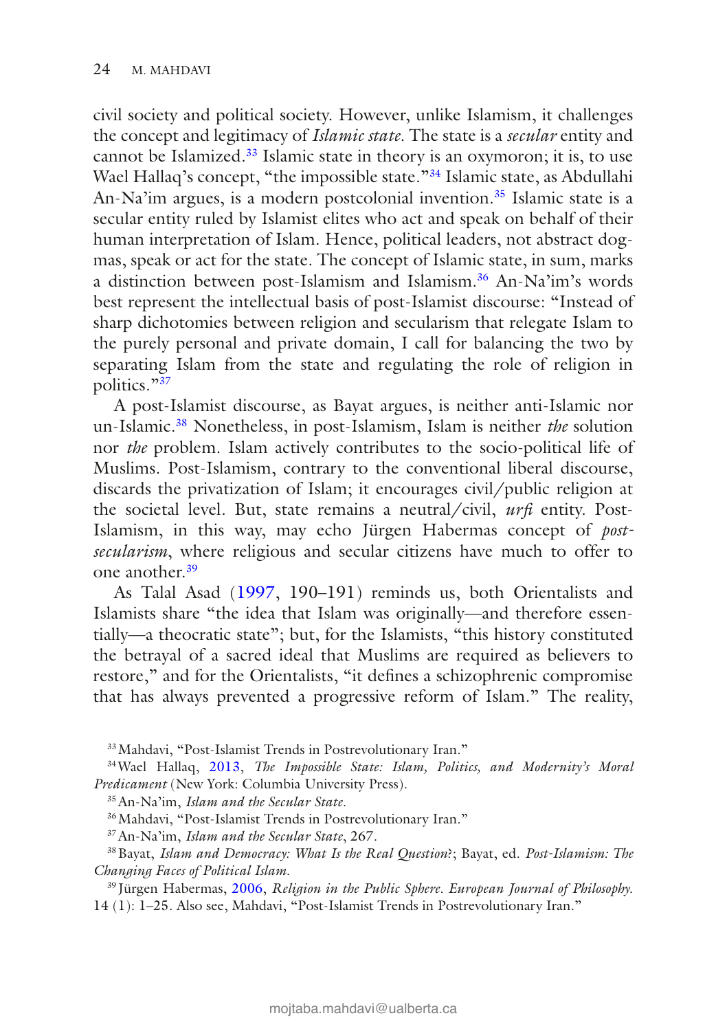civil society and political society. However, unlike Islamism, it challenges the concept and legitimacy of *Islamic state*. The state is a *secular* entity and cannot be Islamized.[33] Islamic state in theory is an oxymoron; it is, to use Wael Hallaq's concept, "the impossible state."[34] Islamic state, as Abdullahi An-Na'im argues, is a modern postcolonial invention.[35] Islamic state is a secular entity ruled by Islamist elites who act and speak on behalf of their human interpretation of Islam. Hence, political leaders, not abstract dogmas, speak or act for the state. The concept of Islamic state, in sum, marks a distinction between post-Islamism and Islamism.[36] An-Na'im's words best represent the intellectual basis of post-Islamist discourse: "Instead of sharp dichotomies between religion and secularism that relegate Islam to the purely personal and private domain, I call for balancing the two by separating Islam from the state and regulating the role of religion in politics."[37]

A post-Islamist discourse, as Bayat argues, is neither anti-Islamic nor un-Islamic.[38] Nonetheless, in post-Islamism, Islam is neither *the* solution nor *the* problem. Islam actively contributes to the socio-political life of Muslims. Post-Islamism, contrary to the conventional liberal discourse, discards the privatization of Islam; it encourages civil/public religion at the societal level. But, state remains a neutral/civil, *urfi* entity. Post-Islamism, in this way, may echo Jürgen Habermas concept of *post-secularism*, where religious and secular citizens have much to offer to one another.[39]

As Talal Asad (1997, 190–191) reminds us, both Orientalists and Islamists share "the idea that Islam was originally—and therefore essentially—a theocratic state"; but, for the Islamists, "this history constituted the betrayal of a sacred ideal that Muslims are required as believers to restore," and for the Orientalists, "it defines a schizophrenic compromise that has always prevented a progressive reform of Islam." The reality,

[33] Mahdavi, "Post-Islamist Trends in Postrevolutionary Iran."

[34] Wael Hallaq, 2013, *The Impossible State: Islam, Politics, and Modernity's Moral Predicament* (New York: Columbia University Press).

[35] An-Na'im, *Islam and the Secular State*.

[36] Mahdavi, "Post-Islamist Trends in Postrevolutionary Iran."

[37] An-Na'im, *Islam and the Secular State*, 267.

[38] Bayat, *Islam and Democracy: What Is the Real Question*?; Bayat, ed. *Post-Islamism: The Changing Faces of Political Islam*.

[39] Jürgen Habermas, 2006, *Religion in the Public Sphere. European Journal of Philosophy.* 14 (1): 1–25. Also see, Mahdavi, "Post-Islamist Trends in Postrevolutionary Iran."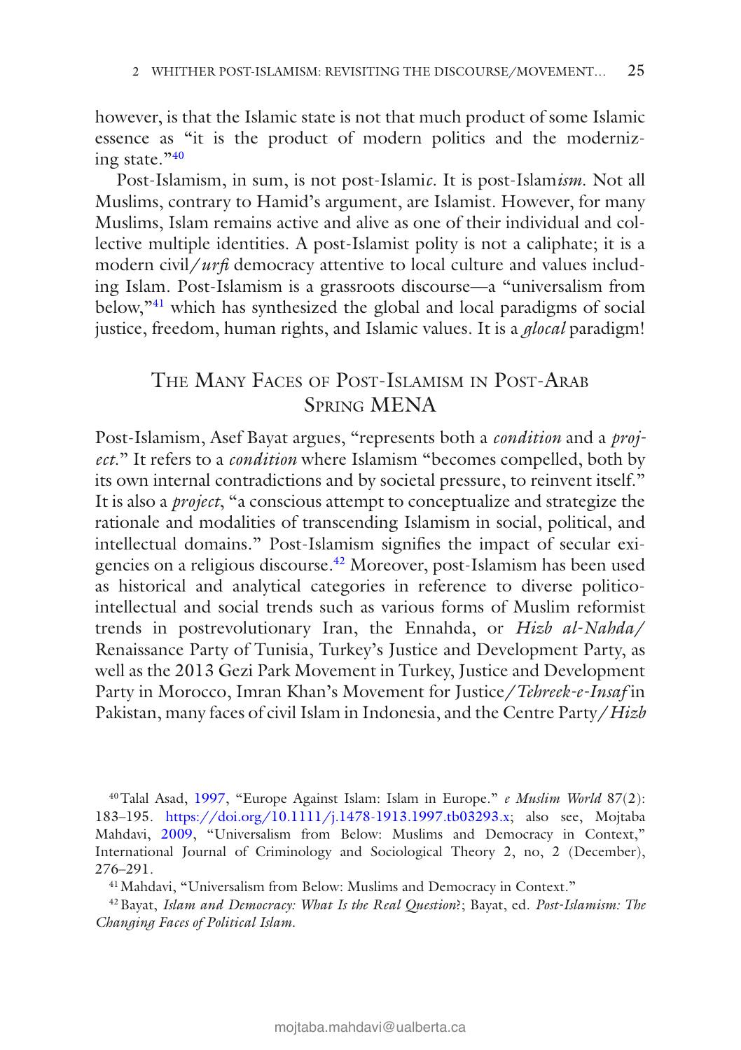however, is that the Islamic state is not that much product of some Islamic essence as "it is the product of modern politics and the modernizing state."[40]

Post-Islamism, in sum, is not post-Islami*c*. It is post-Islam*ism*. Not all Muslims, contrary to Hamid's argument, are Islamist. However, for many Muslims, Islam remains active and alive as one of their individual and collective multiple identities. A post-Islamist polity is not a caliphate; it is a modern civil/*urfi* democracy attentive to local culture and values including Islam. Post-Islamism is a grassroots discourse—a "universalism from below,"[41] which has synthesized the global and local paradigms of social justice, freedom, human rights, and Islamic values. It is a *glocal* paradigm!

## The Many Faces of Post-Islamism in Post-Arab Spring MENA

Post-Islamism, Asef Bayat argues, "represents both a *condition* and a *project*." It refers to a *condition* where Islamism "becomes compelled, both by its own internal contradictions and by societal pressure, to reinvent itself." It is also a *project*, "a conscious attempt to conceptualize and strategize the rationale and modalities of transcending Islamism in social, political, and intellectual domains." Post-Islamism signifies the impact of secular exigencies on a religious discourse.[42] Moreover, post-Islamism has been used as historical and analytical categories in reference to diverse politico-intellectual and social trends such as various forms of Muslim reformist trends in postrevolutionary Iran, the Ennahda, or *Hizb al-Nahda*/Renaissance Party of Tunisia, Turkey's Justice and Development Party, as well as the 2013 Gezi Park Movement in Turkey, Justice and Development Party in Morocco, Imran Khan's Movement for Justice/*Tehreek-e-Insaf* in Pakistan, many faces of civil Islam in Indonesia, and the Centre Party/*Hizb*

[40] Talal Asad, 1997, "Europe Against Islam: Islam in Europe." *e Muslim World* 87(2): 183–195. https://doi.org/10.1111/j.1478-1913.1997.tb03293.x; also see, Mojtaba Mahdavi, 2009, "Universalism from Below: Muslims and Democracy in Context," International Journal of Criminology and Sociological Theory 2, no, 2 (December), 276–291.

[41] Mahdavi, "Universalism from Below: Muslims and Democracy in Context."

[42] Bayat, *Islam and Democracy: What Is the Real Question*?; Bayat, ed. *Post-Islamism: The Changing Faces of Political Islam*.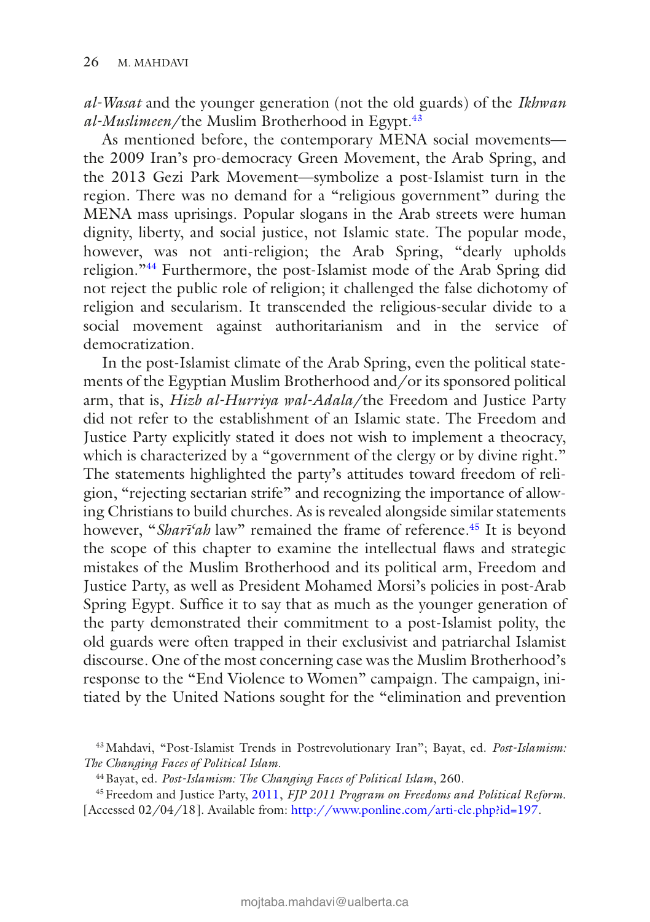*al-Wasat* and the younger generation (not the old guards) of the *Ikhwan al-Muslimeen*/the Muslim Brotherhood in Egypt.[43]

As mentioned before, the contemporary MENA social movements—the 2009 Iran's pro-democracy Green Movement, the Arab Spring, and the 2013 Gezi Park Movement—symbolize a post-Islamist turn in the region. There was no demand for a "religious government" during the MENA mass uprisings. Popular slogans in the Arab streets were human dignity, liberty, and social justice, not Islamic state. The popular mode, however, was not anti-religion; the Arab Spring, "dearly upholds religion."[44] Furthermore, the post-Islamist mode of the Arab Spring did not reject the public role of religion; it challenged the false dichotomy of religion and secularism. It transcended the religious-secular divide to a social movement against authoritarianism and in the service of democratization.

In the post-Islamist climate of the Arab Spring, even the political statements of the Egyptian Muslim Brotherhood and/or its sponsored political arm, that is, *Hizb al-Hurriya wal-Adala*/the Freedom and Justice Party did not refer to the establishment of an Islamic state. The Freedom and Justice Party explicitly stated it does not wish to implement a theocracy, which is characterized by a "government of the clergy or by divine right." The statements highlighted the party's attitudes toward freedom of religion, "rejecting sectarian strife" and recognizing the importance of allowing Christians to build churches. As is revealed alongside similar statements however, "*Sharī'ah* law" remained the frame of reference.[45] It is beyond the scope of this chapter to examine the intellectual flaws and strategic mistakes of the Muslim Brotherhood and its political arm, Freedom and Justice Party, as well as President Mohamed Morsi's policies in post-Arab Spring Egypt. Suffice it to say that as much as the younger generation of the party demonstrated their commitment to a post-Islamist polity, the old guards were often trapped in their exclusivist and patriarchal Islamist discourse. One of the most concerning case was the Muslim Brotherhood's response to the "End Violence to Women" campaign. The campaign, initiated by the United Nations sought for the "elimination and prevention

[43] Mahdavi, "Post-Islamist Trends in Postrevolutionary Iran"; Bayat, ed. *Post-Islamism: The Changing Faces of Political Islam*.

[44] Bayat, ed. *Post-Islamism: The Changing Faces of Political Islam*, 260.

[45] Freedom and Justice Party, 2011, *FJP 2011 Program on Freedoms and Political Reform*. [Accessed 02/04/18]. Available from: http://www.ponline.com/arti-cle.php?id=197.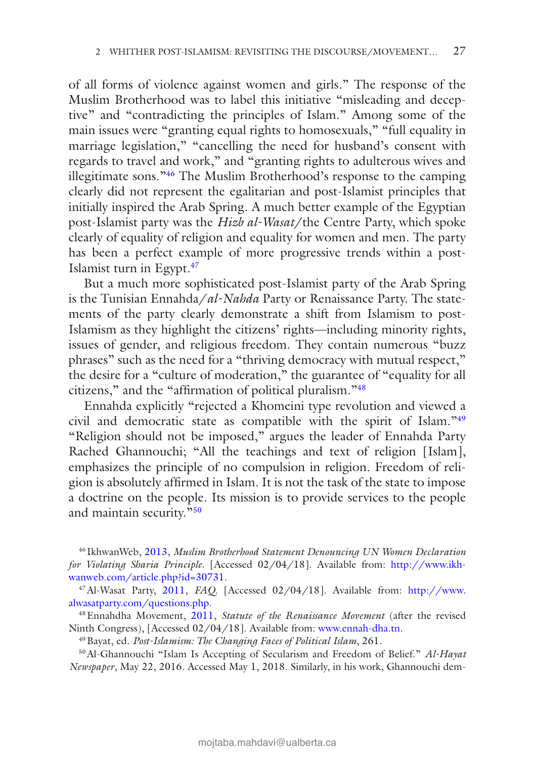of all forms of violence against women and girls." The response of the Muslim Brotherhood was to label this initiative "misleading and deceptive" and "contradicting the principles of Islam." Among some of the main issues were "granting equal rights to homosexuals," "full equality in marriage legislation," "cancelling the need for husband's consent with regards to travel and work," and "granting rights to adulterous wives and illegitimate sons."[46] The Muslim Brotherhood's response to the camping clearly did not represent the egalitarian and post-Islamist principles that initially inspired the Arab Spring. A much better example of the Egyptian post-Islamist party was the *Hizb al-Wasat*/the Centre Party, which spoke clearly of equality of religion and equality for women and men. The party has been a perfect example of more progressive trends within a post-Islamist turn in Egypt.[47]

But a much more sophisticated post-Islamist party of the Arab Spring is the Tunisian Ennahda/*al-Nahda* Party or Renaissance Party. The statements of the party clearly demonstrate a shift from Islamism to post-Islamism as they highlight the citizens' rights—including minority rights, issues of gender, and religious freedom. They contain numerous "buzz phrases" such as the need for a "thriving democracy with mutual respect," the desire for a "culture of moderation," the guarantee of "equality for all citizens," and the "affirmation of political pluralism."[48]

Ennahda explicitly "rejected a Khomeini type revolution and viewed a civil and democratic state as compatible with the spirit of Islam."[49] "Religion should not be imposed," argues the leader of Ennahda Party Rached Ghannouchi; "All the teachings and text of religion [Islam], emphasizes the principle of no compulsion in religion. Freedom of religion is absolutely affirmed in Islam. It is not the task of the state to impose a doctrine on the people. Its mission is to provide services to the people and maintain security."[50]

[46] IkhwanWeb, 2013, *Muslim Brotherhood Statement Denouncing UN Women Declaration for Violating Sharia Principle*. [Accessed 02/04/18]. Available from: http://www.ikhwanweb.com/article.php?id=30731.

[47] Al-Wasat Party, 2011, *FAQ*. [Accessed 02/04/18]. Available from: http://www.alwasatparty.com/questions.php.

[48] Ennahdha Movement, 2011, *Statute of the Renaissance Movement* (after the revised Ninth Congress), [Accessed 02/04/18]. Available from: www.ennah-dha.tn.

[49] Bayat, ed. *Post-Islamism: The Changing Faces of Political Islam*, 261.

[50] Al-Ghannouchi "Islam Is Accepting of Secularism and Freedom of Belief." *Al-Hayat Newspaper*, May 22, 2016. Accessed May 1, 2018. Similarly, in his work, Ghannouchi dem-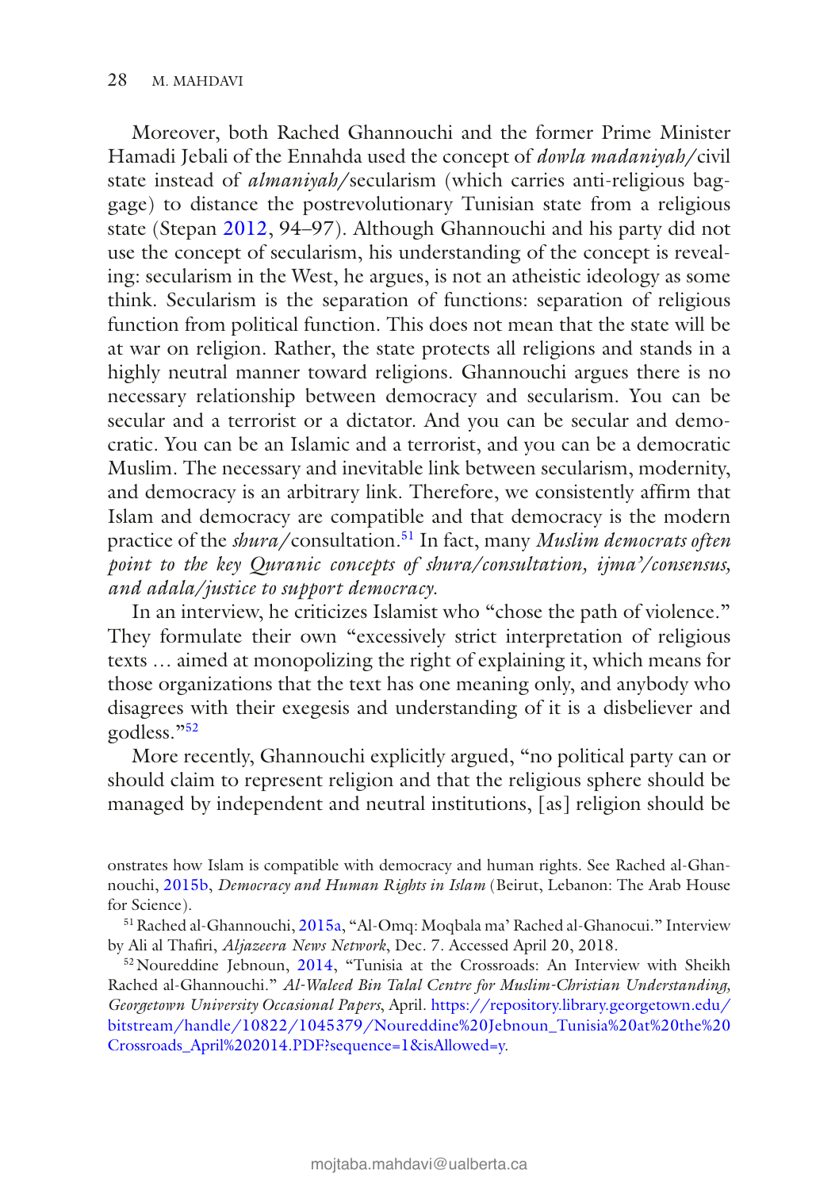Moreover, both Rached Ghannouchi and the former Prime Minister Hamadi Jebali of the Ennahda used the concept of *dowla madaniyah*/civil state instead of *almaniyah*/secularism (which carries anti-religious baggage) to distance the postrevolutionary Tunisian state from a religious state (Stepan 2012, 94–97). Although Ghannouchi and his party did not use the concept of secularism, his understanding of the concept is revealing: secularism in the West, he argues, is not an atheistic ideology as some think. Secularism is the separation of functions: separation of religious function from political function. This does not mean that the state will be at war on religion. Rather, the state protects all religions and stands in a highly neutral manner toward religions. Ghannouchi argues there is no necessary relationship between democracy and secularism. You can be secular and a terrorist or a dictator. And you can be secular and democratic. You can be an Islamic and a terrorist, and you can be a democratic Muslim. The necessary and inevitable link between secularism, modernity, and democracy is an arbitrary link. Therefore, we consistently affirm that Islam and democracy are compatible and that democracy is the modern practice of the *shura*/consultation.[51] In fact, many *Muslim democrats often point to the key Quranic concepts of shura/consultation, ijma'/consensus, and adala/justice to support democracy.*

In an interview, he criticizes Islamist who "chose the path of violence." They formulate their own "excessively strict interpretation of religious texts … aimed at monopolizing the right of explaining it, which means for those organizations that the text has one meaning only, and anybody who disagrees with their exegesis and understanding of it is a disbeliever and godless."[52]

More recently, Ghannouchi explicitly argued, "no political party can or should claim to represent religion and that the religious sphere should be managed by independent and neutral institutions, [as] religion should be

onstrates how Islam is compatible with democracy and human rights. See Rached al-Ghannouchi, 2015b, *Democracy and Human Rights in Islam* (Beirut, Lebanon: The Arab House for Science).

[51] Rached al-Ghannouchi, 2015a, "Al-Omq: Moqbala ma' Rached al-Ghanocui." Interview by Ali al Thafiri, *Aljazeera News Network*, Dec. 7. Accessed April 20, 2018.

[52] Noureddine Jebnoun, 2014, "Tunisia at the Crossroads: An Interview with Sheikh Rached al-Ghannouchi." *Al-Waleed Bin Talal Centre for Muslim-Christian Understanding, Georgetown University Occasional Papers*, April. https://repository.library.georgetown.edu/bitstream/handle/10822/1045379/Noureddine%20Jebnoun_Tunisia%20at%20the%20Crossroads_April%202014.PDF?sequence=1&isAllowed=y.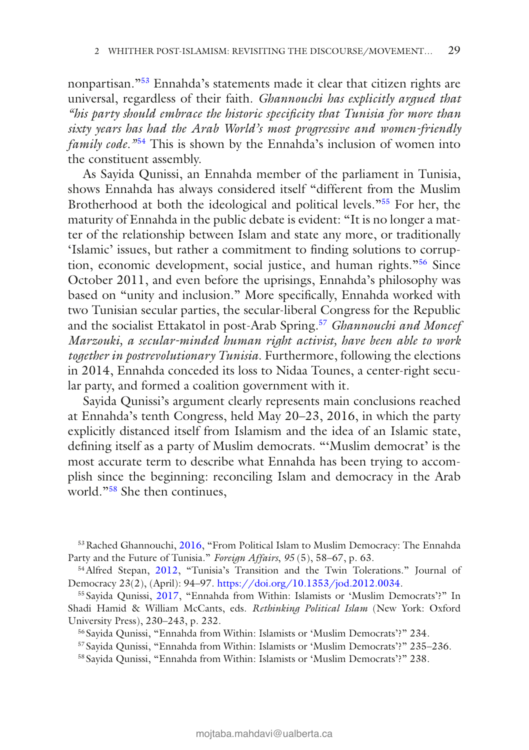nonpartisan."[53] Ennahda's statements made it clear that citizen rights are universal, regardless of their faith. *Ghannouchi has explicitly argued that "his party should embrace the historic specificity that Tunisia for more than sixty years has had the Arab World's most progressive and women-friendly family code."*[54] This is shown by the Ennahda's inclusion of women into the constituent assembly.

As Sayida Qunissi, an Ennahda member of the parliament in Tunisia, shows Ennahda has always considered itself "different from the Muslim Brotherhood at both the ideological and political levels."[55] For her, the maturity of Ennahda in the public debate is evident: "It is no longer a matter of the relationship between Islam and state any more, or traditionally 'Islamic' issues, but rather a commitment to finding solutions to corruption, economic development, social justice, and human rights."[56] Since October 2011, and even before the uprisings, Ennahda's philosophy was based on "unity and inclusion." More specifically, Ennahda worked with two Tunisian secular parties, the secular-liberal Congress for the Republic and the socialist Ettakatol in post-Arab Spring.[57] *Ghannouchi and Moncef Marzouki, a secular-minded human right activist, have been able to work together in postrevolutionary Tunisia*. Furthermore, following the elections in 2014, Ennahda conceded its loss to Nidaa Tounes, a center-right secular party, and formed a coalition government with it.

Sayida Qunissi's argument clearly represents main conclusions reached at Ennahda's tenth Congress, held May 20–23, 2016, in which the party explicitly distanced itself from Islamism and the idea of an Islamic state, defining itself as a party of Muslim democrats. "'Muslim democrat' is the most accurate term to describe what Ennahda has been trying to accomplish since the beginning: reconciling Islam and democracy in the Arab world."[58] She then continues,

[53] Rached Ghannouchi, 2016, "From Political Islam to Muslim Democracy: The Ennahda Party and the Future of Tunisia." *Foreign Affairs*, *95* (5), 58–67, p. 63.

[54] Alfred Stepan, 2012, "Tunisia's Transition and the Twin Tolerations." Journal of Democracy 23(2), (April): 94–97. https://doi.org/10.1353/jod.2012.0034.

[55] Sayida Qunissi, 2017, "Ennahda from Within: Islamists or 'Muslim Democrats'?" In Shadi Hamid & William McCants, eds. *Rethinking Political Islam* (New York: Oxford University Press), 230–243, p. 232.

[56] Sayida Qunissi, "Ennahda from Within: Islamists or 'Muslim Democrats'?" 234.

[57] Sayida Qunissi, "Ennahda from Within: Islamists or 'Muslim Democrats'?" 235–236.

[58] Sayida Qunissi, "Ennahda from Within: Islamists or 'Muslim Democrats'?" 238.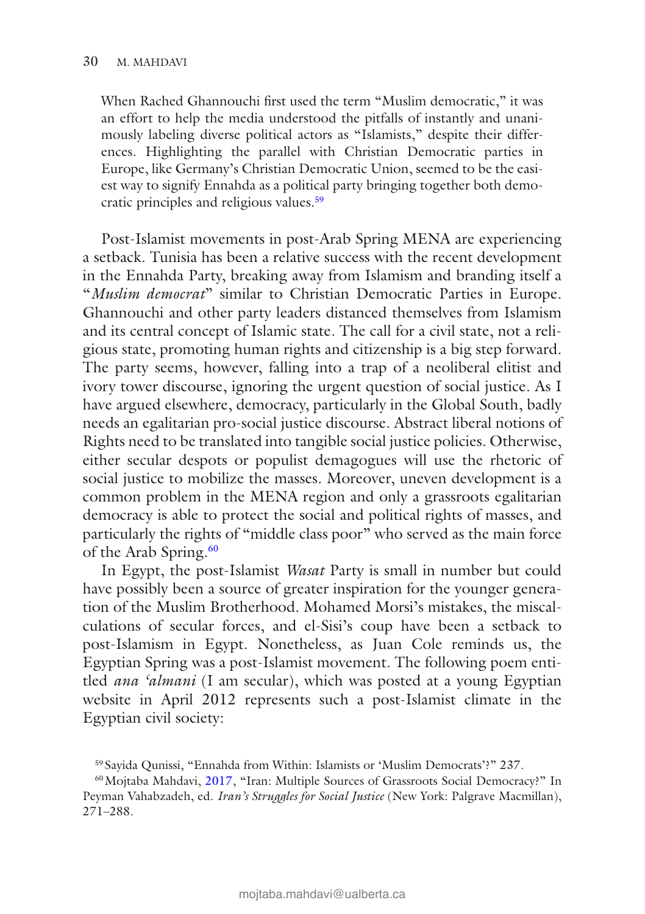> When Rached Ghannouchi first used the term "Muslim democratic," it was an effort to help the media understood the pitfalls of instantly and unanimously labeling diverse political actors as "Islamists," despite their differences. Highlighting the parallel with Christian Democratic parties in Europe, like Germany's Christian Democratic Union, seemed to be the easiest way to signify Ennahda as a political party bringing together both democratic principles and religious values.[59]

Post-Islamist movements in post-Arab Spring MENA are experiencing a setback. Tunisia has been a relative success with the recent development in the Ennahda Party, breaking away from Islamism and branding itself a "*Muslim democrat*" similar to Christian Democratic Parties in Europe. Ghannouchi and other party leaders distanced themselves from Islamism and its central concept of Islamic state. The call for a civil state, not a religious state, promoting human rights and citizenship is a big step forward. The party seems, however, falling into a trap of a neoliberal elitist and ivory tower discourse, ignoring the urgent question of social justice. As I have argued elsewhere, democracy, particularly in the Global South, badly needs an egalitarian pro-social justice discourse. Abstract liberal notions of Rights need to be translated into tangible social justice policies. Otherwise, either secular despots or populist demagogues will use the rhetoric of social justice to mobilize the masses. Moreover, uneven development is a common problem in the MENA region and only a grassroots egalitarian democracy is able to protect the social and political rights of masses, and particularly the rights of "middle class poor" who served as the main force of the Arab Spring.[60]

In Egypt, the post-Islamist *Wasat* Party is small in number but could have possibly been a source of greater inspiration for the younger generation of the Muslim Brotherhood. Mohamed Morsi's mistakes, the miscalculations of secular forces, and el-Sisi's coup have been a setback to post-Islamism in Egypt. Nonetheless, as Juan Cole reminds us, the Egyptian Spring was a post-Islamist movement. The following poem entitled *ana 'almani* (I am secular), which was posted at a young Egyptian website in April 2012 represents such a post-Islamist climate in the Egyptian civil society:

[59] Sayida Qunissi, "Ennahda from Within: Islamists or 'Muslim Democrats'?" 237.

[60] Mojtaba Mahdavi, 2017, "Iran: Multiple Sources of Grassroots Social Democracy?" In Peyman Vahabzadeh, ed. *Iran's Struggles for Social Justice* (New York: Palgrave Macmillan), 271–288.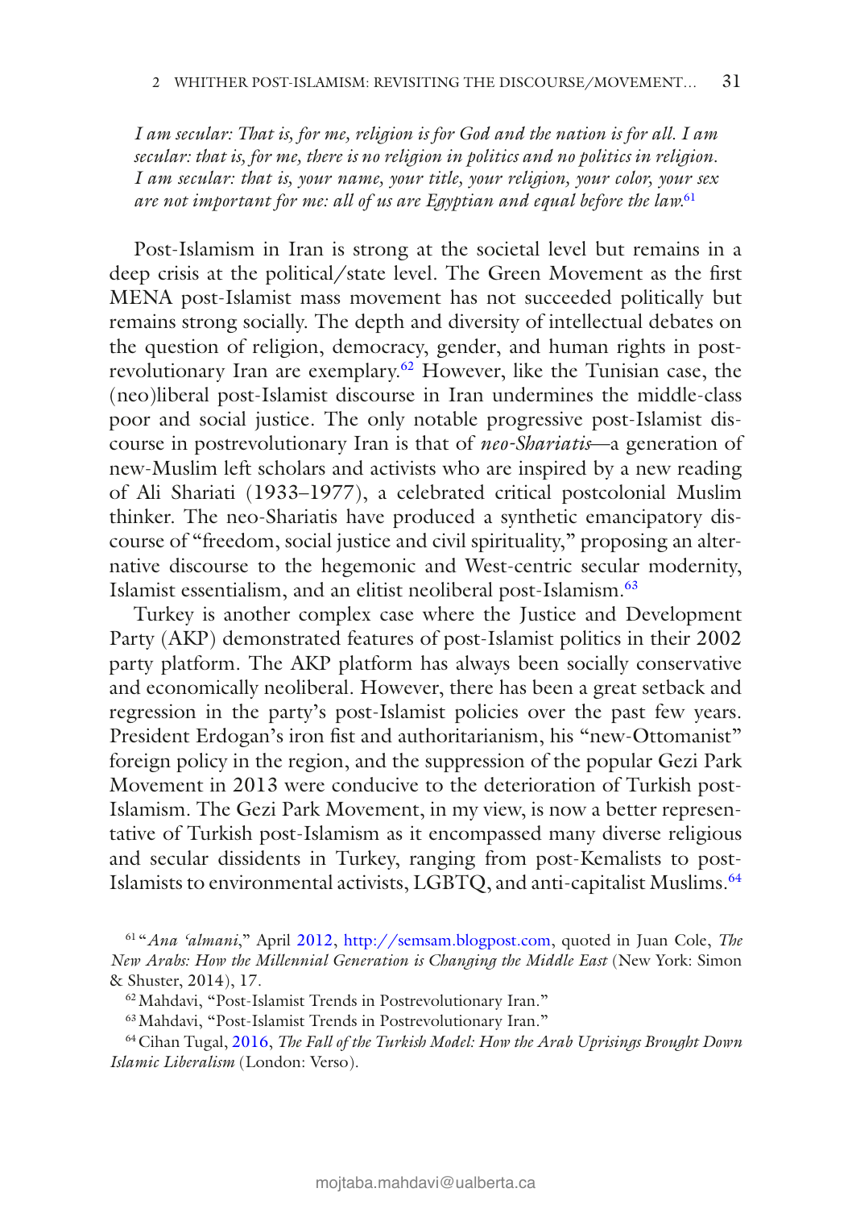*I am secular: That is, for me, religion is for God and the nation is for all. I am secular: that is, for me, there is no religion in politics and no politics in religion. I am secular: that is, your name, your title, your religion, your color, your sex are not important for me: all of us are Egyptian and equal before the law.*[61]

Post-Islamism in Iran is strong at the societal level but remains in a deep crisis at the political/state level. The Green Movement as the first MENA post-Islamist mass movement has not succeeded politically but remains strong socially. The depth and diversity of intellectual debates on the question of religion, democracy, gender, and human rights in post-revolutionary Iran are exemplary.[62] However, like the Tunisian case, the (neo)liberal post-Islamist discourse in Iran undermines the middle-class poor and social justice. The only notable progressive post-Islamist discourse in postrevolutionary Iran is that of *neo-Shariatis*—a generation of new-Muslim left scholars and activists who are inspired by a new reading of Ali Shariati (1933–1977), a celebrated critical postcolonial Muslim thinker. The neo-Shariatis have produced a synthetic emancipatory discourse of "freedom, social justice and civil spirituality," proposing an alternative discourse to the hegemonic and West-centric secular modernity, Islamist essentialism, and an elitist neoliberal post-Islamism.[63]

Turkey is another complex case where the Justice and Development Party (AKP) demonstrated features of post-Islamist politics in their 2002 party platform. The AKP platform has always been socially conservative and economically neoliberal. However, there has been a great setback and regression in the party's post-Islamist policies over the past few years. President Erdogan's iron fist and authoritarianism, his "new-Ottomanist" foreign policy in the region, and the suppression of the popular Gezi Park Movement in 2013 were conducive to the deterioration of Turkish post-Islamism. The Gezi Park Movement, in my view, is now a better representative of Turkish post-Islamism as it encompassed many diverse religious and secular dissidents in Turkey, ranging from post-Kemalists to post-Islamists to environmental activists, LGBTQ, and anti-capitalist Muslims.[64]

[61] "*Ana 'almani*," April 2012, http://semsam.blogpost.com, quoted in Juan Cole, *The New Arabs: How the Millennial Generation is Changing the Middle East* (New York: Simon & Shuster, 2014), 17.

[62] Mahdavi, "Post-Islamist Trends in Postrevolutionary Iran."

[63] Mahdavi, "Post-Islamist Trends in Postrevolutionary Iran."

[64] Cihan Tugal, 2016, *The Fall of the Turkish Model: How the Arab Uprisings Brought Down Islamic Liberalism* (London: Verso).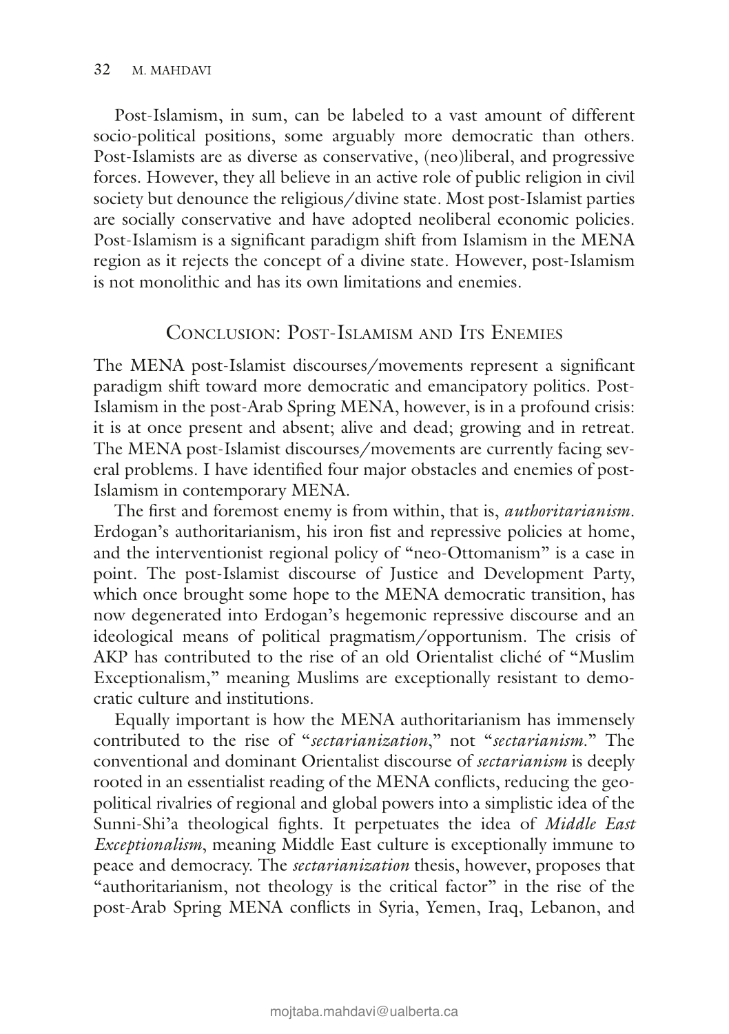Post-Islamism, in sum, can be labeled to a vast amount of different socio-political positions, some arguably more democratic than others. Post-Islamists are as diverse as conservative, (neo)liberal, and progressive forces. However, they all believe in an active role of public religion in civil society but denounce the religious/divine state. Most post-Islamist parties are socially conservative and have adopted neoliberal economic policies. Post-Islamism is a significant paradigm shift from Islamism in the MENA region as it rejects the concept of a divine state. However, post-Islamism is not monolithic and has its own limitations and enemies.

## Conclusion: Post-Islamism and Its Enemies

The MENA post-Islamist discourses/movements represent a significant paradigm shift toward more democratic and emancipatory politics. Post-Islamism in the post-Arab Spring MENA, however, is in a profound crisis: it is at once present and absent; alive and dead; growing and in retreat. The MENA post-Islamist discourses/movements are currently facing several problems. I have identified four major obstacles and enemies of post-Islamism in contemporary MENA.

The first and foremost enemy is from within, that is, *authoritarianism*. Erdogan's authoritarianism, his iron fist and repressive policies at home, and the interventionist regional policy of "neo-Ottomanism" is a case in point. The post-Islamist discourse of Justice and Development Party, which once brought some hope to the MENA democratic transition, has now degenerated into Erdogan's hegemonic repressive discourse and an ideological means of political pragmatism/opportunism. The crisis of AKP has contributed to the rise of an old Orientalist cliché of "Muslim Exceptionalism," meaning Muslims are exceptionally resistant to democratic culture and institutions.

Equally important is how the MENA authoritarianism has immensely contributed to the rise of "*sectarianization*," not "*sectarianism*." The conventional and dominant Orientalist discourse of *sectarianism* is deeply rooted in an essentialist reading of the MENA conflicts, reducing the geopolitical rivalries of regional and global powers into a simplistic idea of the Sunni-Shi'a theological fights. It perpetuates the idea of *Middle East Exceptionalism*, meaning Middle East culture is exceptionally immune to peace and democracy. The *sectarianization* thesis, however, proposes that "authoritarianism, not theology is the critical factor" in the rise of the post-Arab Spring MENA conflicts in Syria, Yemen, Iraq, Lebanon, and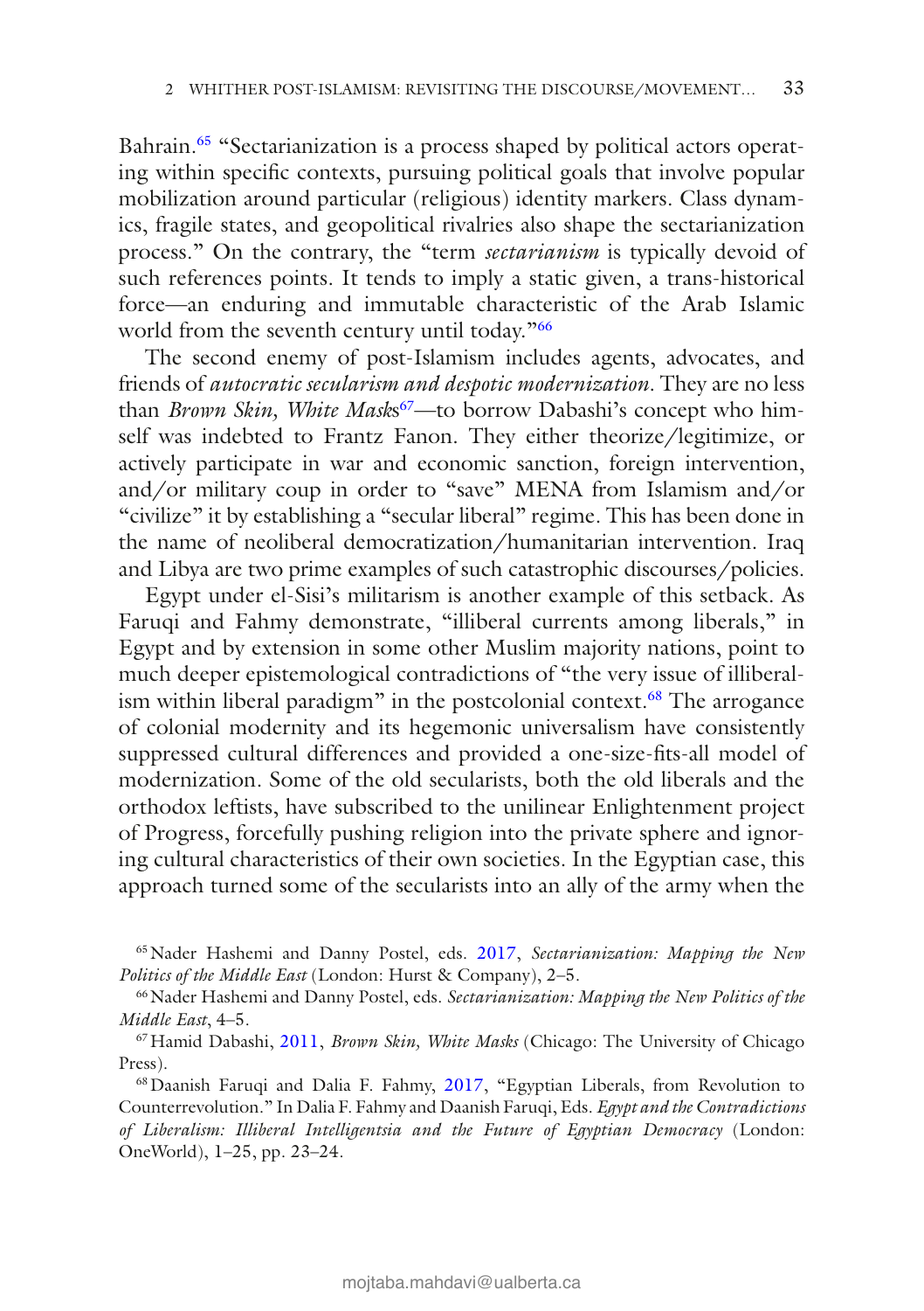Bahrain.[65] "Sectarianization is a process shaped by political actors operating within specific contexts, pursuing political goals that involve popular mobilization around particular (religious) identity markers. Class dynamics, fragile states, and geopolitical rivalries also shape the sectarianization process." On the contrary, the "term *sectarianism* is typically devoid of such references points. It tends to imply a static given, a trans-historical force—an enduring and immutable characteristic of the Arab Islamic world from the seventh century until today."[66]

The second enemy of post-Islamism includes agents, advocates, and friends of *autocratic secularism and despotic modernization*. They are no less than *Brown Skin, White Masks*[67]—to borrow Dabashi's concept who himself was indebted to Frantz Fanon. They either theorize/legitimize, or actively participate in war and economic sanction, foreign intervention, and/or military coup in order to "save" MENA from Islamism and/or "civilize" it by establishing a "secular liberal" regime. This has been done in the name of neoliberal democratization/humanitarian intervention. Iraq and Libya are two prime examples of such catastrophic discourses/policies.

Egypt under el-Sisi's militarism is another example of this setback. As Faruqi and Fahmy demonstrate, "illiberal currents among liberals," in Egypt and by extension in some other Muslim majority nations, point to much deeper epistemological contradictions of "the very issue of illiberalism within liberal paradigm" in the postcolonial context.[68] The arrogance of colonial modernity and its hegemonic universalism have consistently suppressed cultural differences and provided a one-size-fits-all model of modernization. Some of the old secularists, both the old liberals and the orthodox leftists, have subscribed to the unilinear Enlightenment project of Progress, forcefully pushing religion into the private sphere and ignoring cultural characteristics of their own societies. In the Egyptian case, this approach turned some of the secularists into an ally of the army when the

[65] Nader Hashemi and Danny Postel, eds. 2017, *Sectarianization: Mapping the New Politics of the Middle East* (London: Hurst & Company), 2–5.

[66] Nader Hashemi and Danny Postel, eds. *Sectarianization: Mapping the New Politics of the Middle East*, 4–5.

[67] Hamid Dabashi, 2011, *Brown Skin, White Masks* (Chicago: The University of Chicago Press).

[68] Daanish Faruqi and Dalia F. Fahmy, 2017, "Egyptian Liberals, from Revolution to Counterrevolution." In Dalia F. Fahmy and Daanish Faruqi, Eds. *Egypt and the Contradictions of Liberalism: Illiberal Intelligentsia and the Future of Egyptian Democracy* (London: OneWorld), 1–25, pp. 23–24.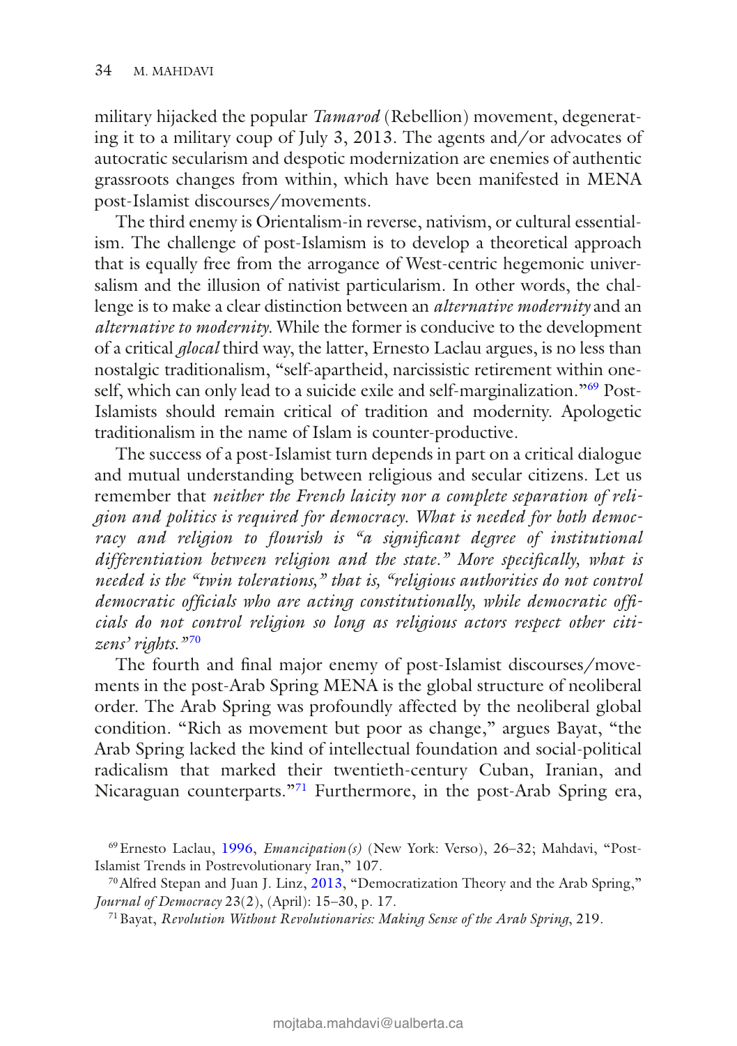military hijacked the popular *Tamarod* (Rebellion) movement, degenerating it to a military coup of July 3, 2013. The agents and/or advocates of autocratic secularism and despotic modernization are enemies of authentic grassroots changes from within, which have been manifested in MENA post-Islamist discourses/movements.

The third enemy is Orientalism-in reverse, nativism, or cultural essentialism. The challenge of post-Islamism is to develop a theoretical approach that is equally free from the arrogance of West-centric hegemonic universalism and the illusion of nativist particularism. In other words, the challenge is to make a clear distinction between an *alternative modernity* and an *alternative to modernity*. While the former is conducive to the development of a critical *glocal* third way, the latter, Ernesto Laclau argues, is no less than nostalgic traditionalism, "self-apartheid, narcissistic retirement within oneself, which can only lead to a suicide exile and self-marginalization."[69] Post-Islamists should remain critical of tradition and modernity. Apologetic traditionalism in the name of Islam is counter-productive.

The success of a post-Islamist turn depends in part on a critical dialogue and mutual understanding between religious and secular citizens. Let us remember that *neither the French laicity nor a complete separation of religion and politics is required for democracy. What is needed for both democracy and religion to flourish is "a significant degree of institutional differentiation between religion and the state." More specifically, what is needed is the "twin tolerations," that is, "religious authorities do not control democratic officials who are acting constitutionally, while democratic officials do not control religion so long as religious actors respect other citizens' rights."*[70]

The fourth and final major enemy of post-Islamist discourses/movements in the post-Arab Spring MENA is the global structure of neoliberal order. The Arab Spring was profoundly affected by the neoliberal global condition. "Rich as movement but poor as change," argues Bayat, "the Arab Spring lacked the kind of intellectual foundation and social-political radicalism that marked their twentieth-century Cuban, Iranian, and Nicaraguan counterparts."[71] Furthermore, in the post-Arab Spring era,

[69] Ernesto Laclau, 1996, *Emancipation(s)* (New York: Verso), 26–32; Mahdavi, "Post-Islamist Trends in Postrevolutionary Iran," 107.

[70] Alfred Stepan and Juan J. Linz, 2013, "Democratization Theory and the Arab Spring," *Journal of Democracy* 23(2), (April): 15–30, p. 17.

[71] Bayat, *Revolution Without Revolutionaries: Making Sense of the Arab Spring*, 219.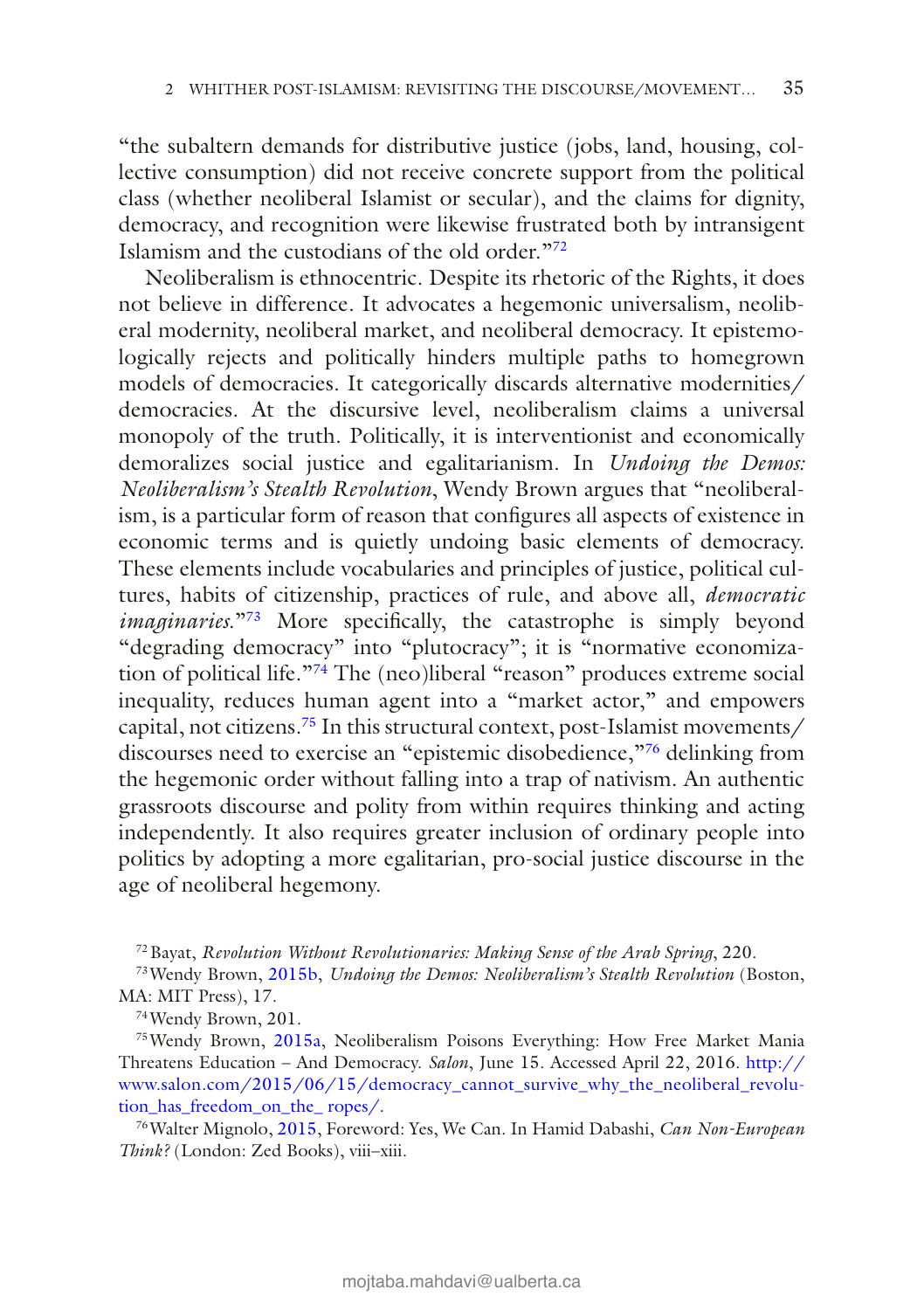"the subaltern demands for distributive justice (jobs, land, housing, collective consumption) did not receive concrete support from the political class (whether neoliberal Islamist or secular), and the claims for dignity, democracy, and recognition were likewise frustrated both by intransigent Islamism and the custodians of the old order."[72]

Neoliberalism is ethnocentric. Despite its rhetoric of the Rights, it does not believe in difference. It advocates a hegemonic universalism, neoliberal modernity, neoliberal market, and neoliberal democracy. It epistemologically rejects and politically hinders multiple paths to homegrown models of democracies. It categorically discards alternative modernities/democracies. At the discursive level, neoliberalism claims a universal monopoly of the truth. Politically, it is interventionist and economically demoralizes social justice and egalitarianism. In *Undoing the Demos: Neoliberalism's Stealth Revolution*, Wendy Brown argues that "neoliberalism, is a particular form of reason that configures all aspects of existence in economic terms and is quietly undoing basic elements of democracy. These elements include vocabularies and principles of justice, political cultures, habits of citizenship, practices of rule, and above all, *democratic imaginaries*."[73] More specifically, the catastrophe is simply beyond "degrading democracy" into "plutocracy"; it is "normative economization of political life."[74] The (neo)liberal "reason" produces extreme social inequality, reduces human agent into a "market actor," and empowers capital, not citizens.[75] In this structural context, post-Islamist movements/discourses need to exercise an "epistemic disobedience,"[76] delinking from the hegemonic order without falling into a trap of nativism. An authentic grassroots discourse and polity from within requires thinking and acting independently. It also requires greater inclusion of ordinary people into politics by adopting a more egalitarian, pro-social justice discourse in the age of neoliberal hegemony.

[72] Bayat, *Revolution Without Revolutionaries: Making Sense of the Arab Spring*, 220.

[73] Wendy Brown, 2015b, *Undoing the Demos: Neoliberalism's Stealth Revolution* (Boston, MA: MIT Press), 17.

[74] Wendy Brown, 201.

[75] Wendy Brown, 2015a, Neoliberalism Poisons Everything: How Free Market Mania Threatens Education – And Democracy. *Salon*, June 15. Accessed April 22, 2016. http://www.salon.com/2015/06/15/democracy_cannot_survive_why_the_neoliberal_revolution_has_freedom_on_the_ ropes/.

[76] Walter Mignolo, 2015, Foreword: Yes, We Can. In Hamid Dabashi, *Can Non-European Think?* (London: Zed Books), viii–xiii.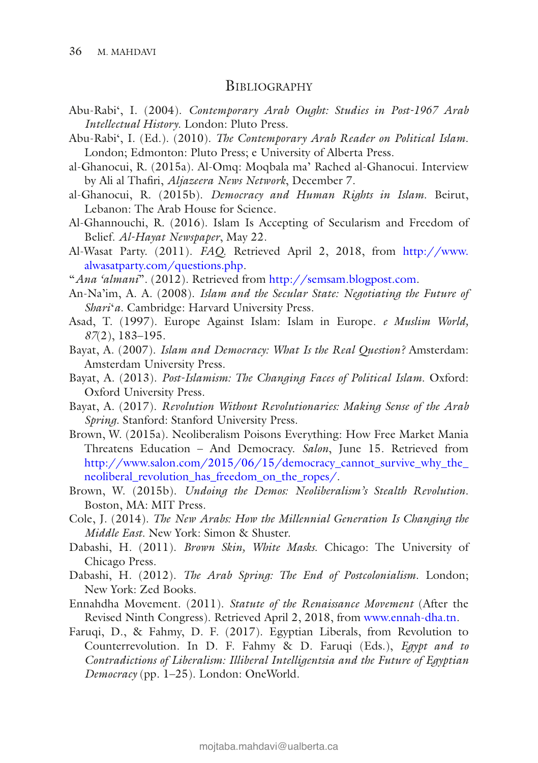## Bibliography

Abu-Rabi', I. (2004). *Contemporary Arab Ought: Studies in Post-1967 Arab Intellectual History*. London: Pluto Press.

Abu-Rabi', I. (Ed.). (2010). *The Contemporary Arab Reader on Political Islam*. London; Edmonton: Pluto Press; e University of Alberta Press.

al-Ghanocui, R. (2015a). Al-Omq: Moqbala ma' Rached al-Ghanocui. Interview by Ali al Thafiri, *Aljazeera News Network*, December 7.

al-Ghanocui, R. (2015b). *Democracy and Human Rights in Islam*. Beirut, Lebanon: The Arab House for Science.

Al-Ghannouchi, R. (2016). Islam Is Accepting of Secularism and Freedom of Belief. *Al-Hayat Newspaper*, May 22.

Al-Wasat Party. (2011). *FAQ*. Retrieved April 2, 2018, from http://www.alwasatparty.com/questions.php.

"*Ana 'almani*". (2012). Retrieved from http://semsam.blogpost.com.

An-Na'im, A. A. (2008). *Islam and the Secular State: Negotiating the Future of Shari'a*. Cambridge: Harvard University Press.

Asad, T. (1997). Europe Against Islam: Islam in Europe. *e Muslim World, 87*(2), 183–195.

Bayat, A. (2007). *Islam and Democracy: What Is the Real Question?* Amsterdam: Amsterdam University Press.

Bayat, A. (2013). *Post-Islamism: The Changing Faces of Political Islam*. Oxford: Oxford University Press.

Bayat, A. (2017). *Revolution Without Revolutionaries: Making Sense of the Arab Spring*. Stanford: Stanford University Press.

Brown, W. (2015a). Neoliberalism Poisons Everything: How Free Market Mania Threatens Education – And Democracy. *Salon*, June 15. Retrieved from http://www.salon.com/2015/06/15/democracy_cannot_survive_why_the_neoliberal_revolution_has_freedom_on_the_ropes/.

Brown, W. (2015b). *Undoing the Demos: Neoliberalism's Stealth Revolution*. Boston, MA: MIT Press.

Cole, J. (2014). *The New Arabs: How the Millennial Generation Is Changing the Middle East*. New York: Simon & Shuster.

Dabashi, H. (2011). *Brown Skin, White Masks*. Chicago: The University of Chicago Press.

Dabashi, H. (2012). *The Arab Spring: The End of Postcolonialism*. London; New York: Zed Books.

Ennahdha Movement. (2011). *Statute of the Renaissance Movement* (After the Revised Ninth Congress). Retrieved April 2, 2018, from www.ennah-dha.tn.

Faruqi, D., & Fahmy, D. F. (2017). Egyptian Liberals, from Revolution to Counterrevolution. In D. F. Fahmy & D. Faruqi (Eds.), *Egypt and to Contradictions of Liberalism: Illiberal Intelligentsia and the Future of Egyptian Democracy* (pp. 1–25). London: OneWorld.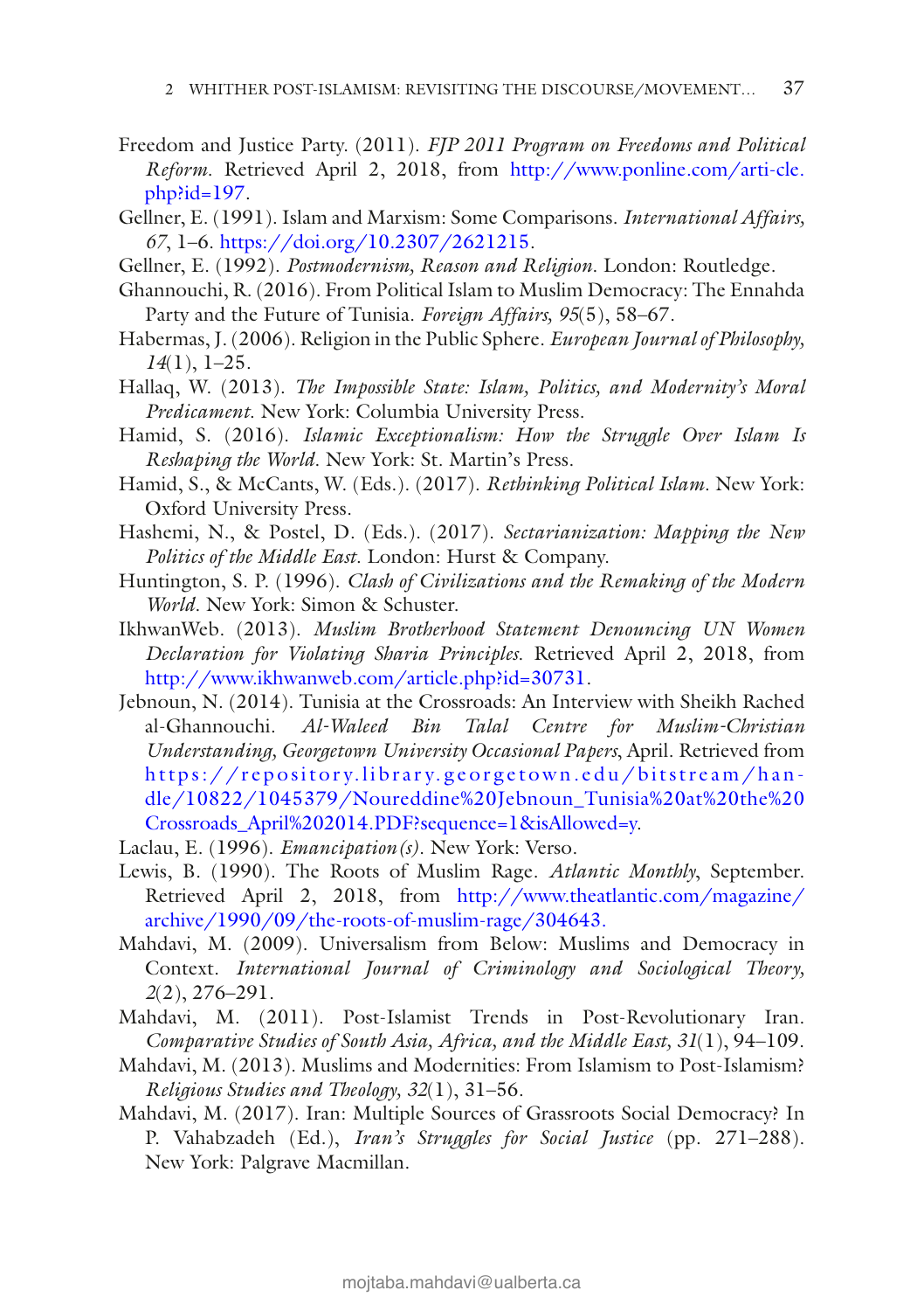Freedom and Justice Party. (2011). *FJP 2011 Program on Freedoms and Political Reform*. Retrieved April 2, 2018, from http://www.ponline.com/arti-cle.php?id=197.

Gellner, E. (1991). Islam and Marxism: Some Comparisons. *International Affairs, 67*, 1–6. https://doi.org/10.2307/2621215.

Gellner, E. (1992). *Postmodernism, Reason and Religion*. London: Routledge.

Ghannouchi, R. (2016). From Political Islam to Muslim Democracy: The Ennahda Party and the Future of Tunisia. *Foreign Affairs, 95*(5), 58–67.

Habermas, J. (2006). Religion in the Public Sphere. *European Journal of Philosophy, 14*(1), 1–25.

Hallaq, W. (2013). *The Impossible State: Islam, Politics, and Modernity's Moral Predicament*. New York: Columbia University Press.

Hamid, S. (2016). *Islamic Exceptionalism: How the Struggle Over Islam Is Reshaping the World*. New York: St. Martin's Press.

Hamid, S., & McCants, W. (Eds.). (2017). *Rethinking Political Islam*. New York: Oxford University Press.

Hashemi, N., & Postel, D. (Eds.). (2017). *Sectarianization: Mapping the New Politics of the Middle East*. London: Hurst & Company.

Huntington, S. P. (1996). *Clash of Civilizations and the Remaking of the Modern World*. New York: Simon & Schuster.

IkhwanWeb. (2013). *Muslim Brotherhood Statement Denouncing UN Women Declaration for Violating Sharia Principles*. Retrieved April 2, 2018, from http://www.ikhwanweb.com/article.php?id=30731.

Jebnoun, N. (2014). Tunisia at the Crossroads: An Interview with Sheikh Rached al-Ghannouchi. *Al-Waleed Bin Talal Centre for Muslim-Christian Understanding, Georgetown University Occasional Papers*, April. Retrieved from https://repository.library.georgetown.edu/bitstream/handle/10822/1045379/Noureddine%20Jebnoun_Tunisia%20at%20the%20Crossroads_April%202014.PDF?sequence=1&isAllowed=y.

Laclau, E. (1996). *Emancipation(s)*. New York: Verso.

Lewis, B. (1990). The Roots of Muslim Rage. *Atlantic Monthly*, September. Retrieved April 2, 2018, from http://www.theatlantic.com/magazine/archive/1990/09/the-roots-of-muslim-rage/304643.

Mahdavi, M. (2009). Universalism from Below: Muslims and Democracy in Context. *International Journal of Criminology and Sociological Theory, 2*(2), 276–291.

Mahdavi, M. (2011). Post-Islamist Trends in Post-Revolutionary Iran. *Comparative Studies of South Asia, Africa, and the Middle East, 31*(1), 94–109.

Mahdavi, M. (2013). Muslims and Modernities: From Islamism to Post-Islamism? *Religious Studies and Theology, 32*(1), 31–56.

Mahdavi, M. (2017). Iran: Multiple Sources of Grassroots Social Democracy? In P. Vahabzadeh (Ed.), *Iran's Struggles for Social Justice* (pp. 271–288). New York: Palgrave Macmillan.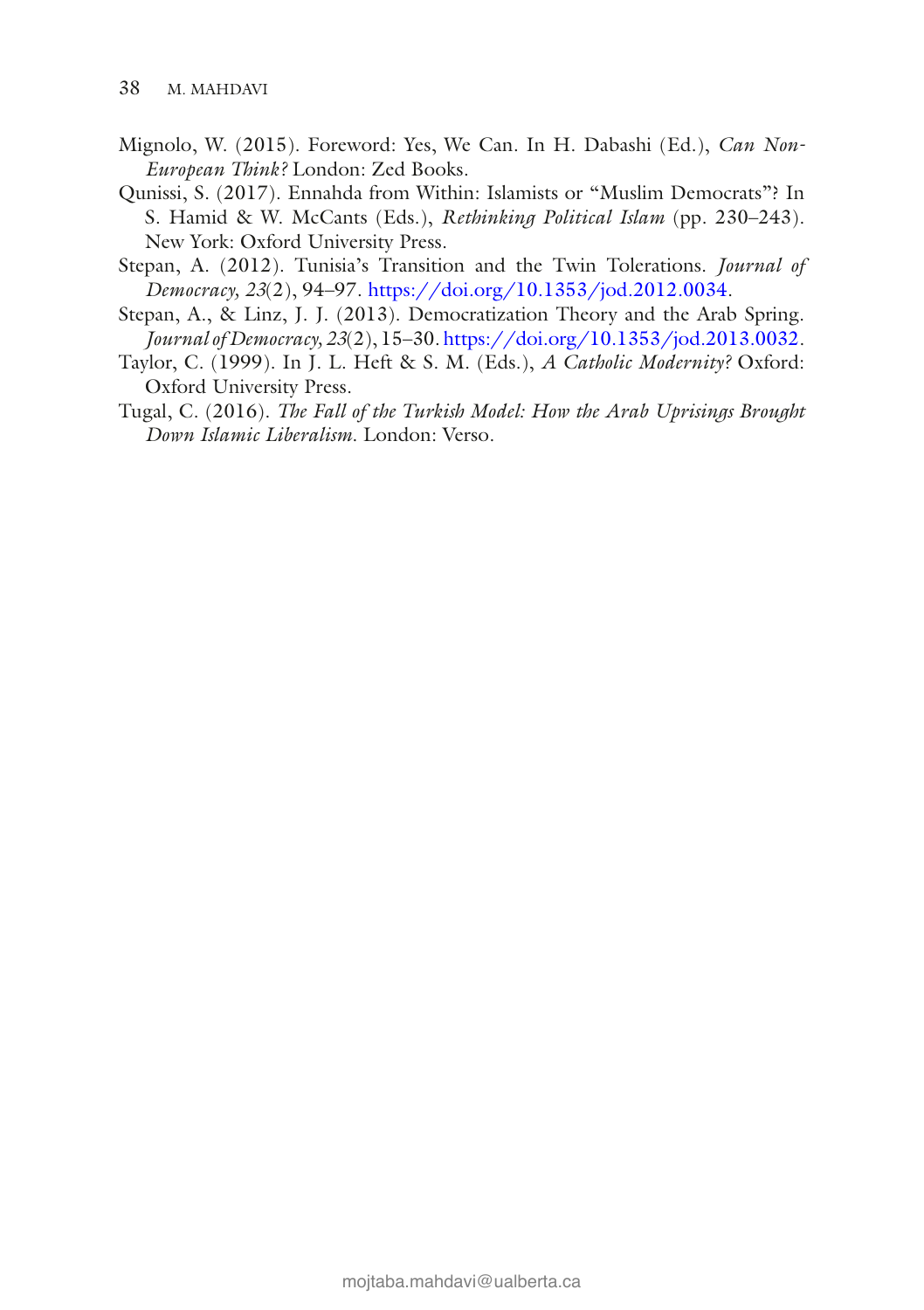Mignolo, W. (2015). Foreword: Yes, We Can. In H. Dabashi (Ed.), *Can Non-European Think?* London: Zed Books.

Qunissi, S. (2017). Ennahda from Within: Islamists or "Muslim Democrats"? In S. Hamid & W. McCants (Eds.), *Rethinking Political Islam* (pp. 230–243). New York: Oxford University Press.

Stepan, A. (2012). Tunisia's Transition and the Twin Tolerations. *Journal of Democracy, 23*(2), 94–97. https://doi.org/10.1353/jod.2012.0034.

Stepan, A., & Linz, J. J. (2013). Democratization Theory and the Arab Spring. *Journal of Democracy, 23*(2), 15–30. https://doi.org/10.1353/jod.2013.0032.

Taylor, C. (1999). In J. L. Heft & S. M. (Eds.), *A Catholic Modernity?* Oxford: Oxford University Press.

Tugal, C. (2016). *The Fall of the Turkish Model: How the Arab Uprisings Brought Down Islamic Liberalism*. London: Verso.